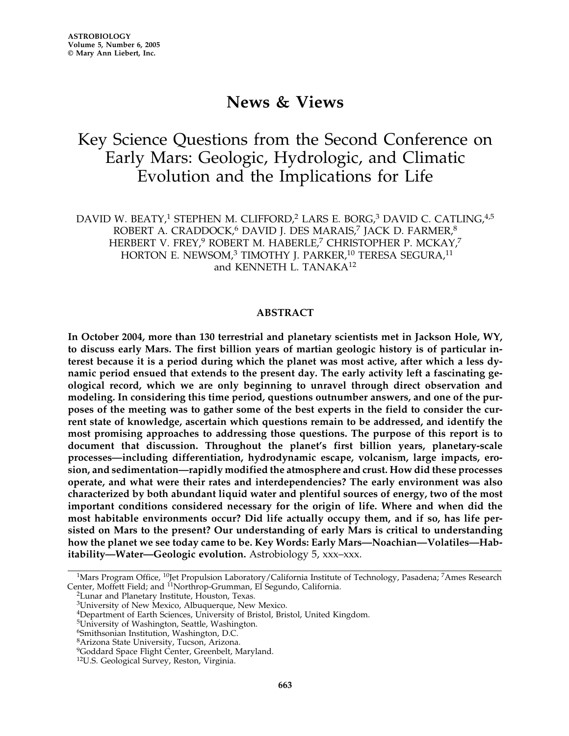# News & Views

# Key Science Questions from the Second Conference on Early Mars: Geologic, Hydrologic, and Climatic Evolution and the Implications for Life

DAVID W. BEATY,[1] STEPHEN M. CLIFFORD,[2] LARS E. BORG,[3] DAVID C. CATLING,[4,5] ROBERT A. CRADDOCK,[6] DAVID J. DES MARAIS,[7] JACK D. FARMER,[8] HERBERT V. FREY,[9] ROBERT M. HABERLE,[7] CHRISTOPHER P. MCKAY,[7] HORTON E. NEWSOM,[3] TIMOTHY J. PARKER,[10] TERESA SEGURA,[11] and KENNETH L. TANAKA[12]

## ABSTRACT

**In October 2004, more than 130 terrestrial and planetary scientists met in Jackson Hole, WY, to discuss early Mars. The first billion years of martian geologic history is of particular interest because it is a period during which the planet was most active, after which a less dynamic period ensued that extends to the present day. The early activity left a fascinating geological record, which we are only beginning to unravel through direct observation and modeling. In considering this time period, questions outnumber answers, and one of the purposes of the meeting was to gather some of the best experts in the field to consider the current state of knowledge, ascertain which questions remain to be addressed, and identify the most promising approaches to addressing those questions. The purpose of this report is to document that discussion. Throughout the planet's first billion years, planetary-scale processes—including differentiation, hydrodynamic escape, volcanism, large impacts, erosion, and sedimentation—rapidly modified the atmosphere and crust. How did these processes operate, and what were their rates and interdependencies? The early environment was also characterized by both abundant liquid water and plentiful sources of energy, two of the most important conditions considered necessary for the origin of life. Where and when did the most habitable environments occur? Did life actually occupy them, and if so, has life persisted on Mars to the present? Our understanding of early Mars is critical to understanding how the planet we see today came to be. Key Words: Early Mars—Noachian—Volatiles—Habitability—Water—Geologic evolution.** Astrobiology 5, xxx–xxx.

---

[1]Mars Program Office, [10]Jet Propulsion Laboratory/California Institute of Technology, Pasadena; [7]Ames Research Center, Moffett Field; and [11]Northrop-Grumman, El Segundo, California.

[2]Lunar and Planetary Institute, Houston, Texas.

[3]University of New Mexico, Albuquerque, New Mexico.

[4]Department of Earth Sciences, University of Bristol, Bristol, United Kingdom.

[5]University of Washington, Seattle, Washington.

[6]Smithsonian Institution, Washington, D.C.

[8]Arizona State University, Tucson, Arizona.

[9]Goddard Space Flight Center, Greenbelt, Maryland.

[12]U.S. Geological Survey, Reston, Virginia.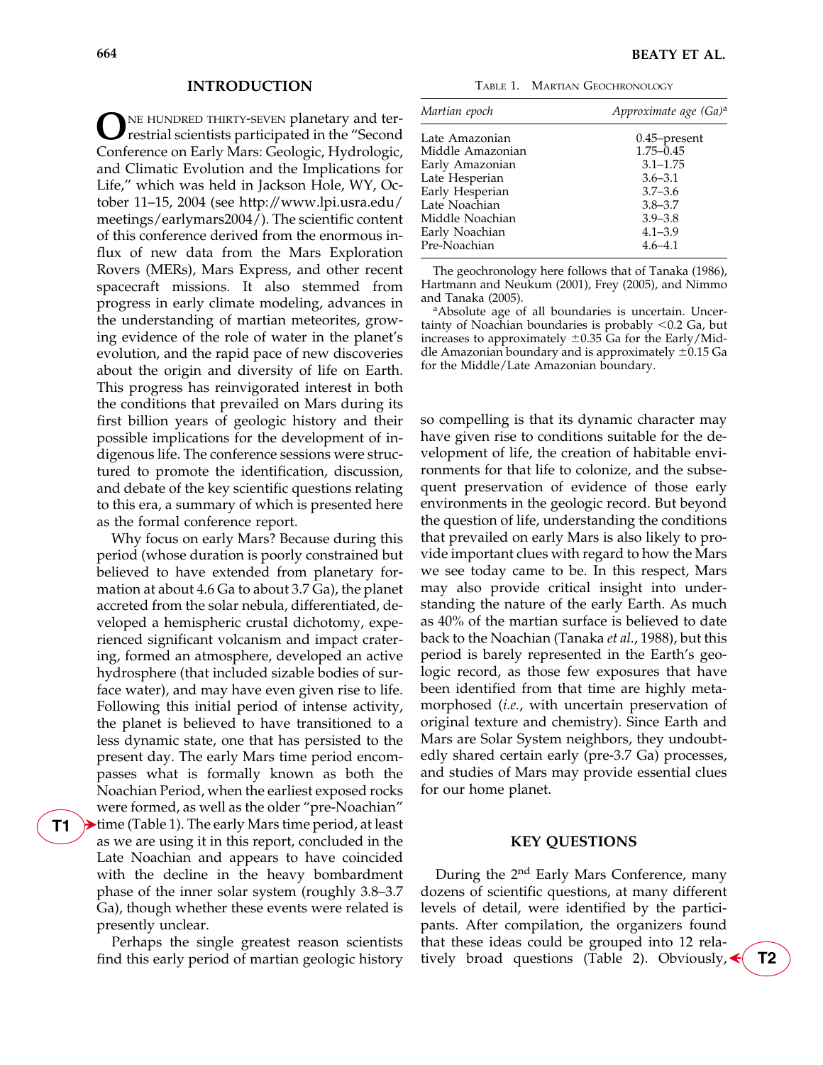## INTRODUCTION

ONE HUNDRED THIRTY-SEVEN planetary and terrestrial scientists participated in the "Second Conference on Early Mars: Geologic, Hydrologic, and Climatic Evolution and the Implications for Life," which was held in Jackson Hole, WY, October 11–15, 2004 (see http://www.lpi.usra.edu/meetings/earlymars2004/). The scientific content of this conference derived from the enormous influx of new data from the Mars Exploration Rovers (MERs), Mars Express, and other recent spacecraft missions. It also stemmed from progress in early climate modeling, advances in the understanding of martian meteorites, growing evidence of the role of water in the planet's evolution, and the rapid pace of new discoveries about the origin and diversity of life on Earth. This progress has reinvigorated interest in both the conditions that prevailed on Mars during its first billion years of geologic history and their possible implications for the development of indigenous life. The conference sessions were structured to promote the identification, discussion, and debate of the key scientific questions relating to this era, a summary of which is presented here as the formal conference report.

Why focus on early Mars? Because during this period (whose duration is poorly constrained but believed to have extended from planetary formation at about 4.6 Ga to about 3.7 Ga), the planet accreted from the solar nebula, differentiated, developed a hemispheric crustal dichotomy, experienced significant volcanism and impact cratering, formed an atmosphere, developed an active hydrosphere (that included sizable bodies of surface water), and may have even given rise to life. Following this initial period of intense activity, the planet is believed to have transitioned to a less dynamic state, one that has persisted to the present day. The early Mars time period encompasses what is formally known as both the Noachian Period, when the earliest exposed rocks were formed, as well as the older "pre-Noachian" time (Table 1). The early Mars time period, at least as we are using it in this report, concluded in the Late Noachian and appears to have coincided with the decline in the heavy bombardment phase of the inner solar system (roughly 3.8–3.7 Ga), though whether these events were related is presently unclear.

Perhaps the single greatest reason scientists find this early period of martian geologic history so compelling is that its dynamic character may have given rise to conditions suitable for the development of life, the creation of habitable environments for that life to colonize, and the subsequent preservation of evidence of those early environments in the geologic record. But beyond the question of life, understanding the conditions that prevailed on early Mars is also likely to provide important clues with regard to how the Mars we see today came to be. In this respect, Mars may also provide critical insight into understanding the nature of the early Earth. As much as 40% of the martian surface is believed to date back to the Noachian (Tanaka *et al.*, 1988), but this period is barely represented in the Earth's geologic record, as those few exposures that have been identified from that time are highly metamorphosed (*i.e.*, with uncertain preservation of original texture and chemistry). Since Earth and Mars are Solar System neighbors, they undoubtedly shared certain early (pre-3.7 Ga) processes, and studies of Mars may provide essential clues for our home planet.

TABLE 1. MARTIAN GEOCHRONOLOGY

| *Martian epoch* | *Approximate age (Ga)*[a] |
|---|---|
| Late Amazonian | 0.45–present |
| Middle Amazonian | 1.75–0.45 |
| Early Amazonian | 3.1–1.75 |
| Late Hesperian | 3.6–3.1 |
| Early Hesperian | 3.7–3.6 |
| Late Noachian | 3.8–3.7 |
| Middle Noachian | 3.9–3.8 |
| Early Noachian | 4.1–3.9 |
| Pre-Noachian | 4.6–4.1 |

The geochronology here follows that of Tanaka (1986), Hartmann and Neukum (2001), Frey (2005), and Nimmo and Tanaka (2005).

[a]Absolute age of all boundaries is uncertain. Uncertainty of Noachian boundaries is probably <0.2 Ga, but increases to approximately ±0.35 Ga for the Early/Middle Amazonian boundary and is approximately ±0.15 Ga for the Middle/Late Amazonian boundary.

## KEY QUESTIONS

During the 2nd Early Mars Conference, many dozens of scientific questions, at many different levels of detail, were identified by the participants. After compilation, the organizers found that these ideas could be grouped into 12 relatively broad questions (Table 2). Obviously,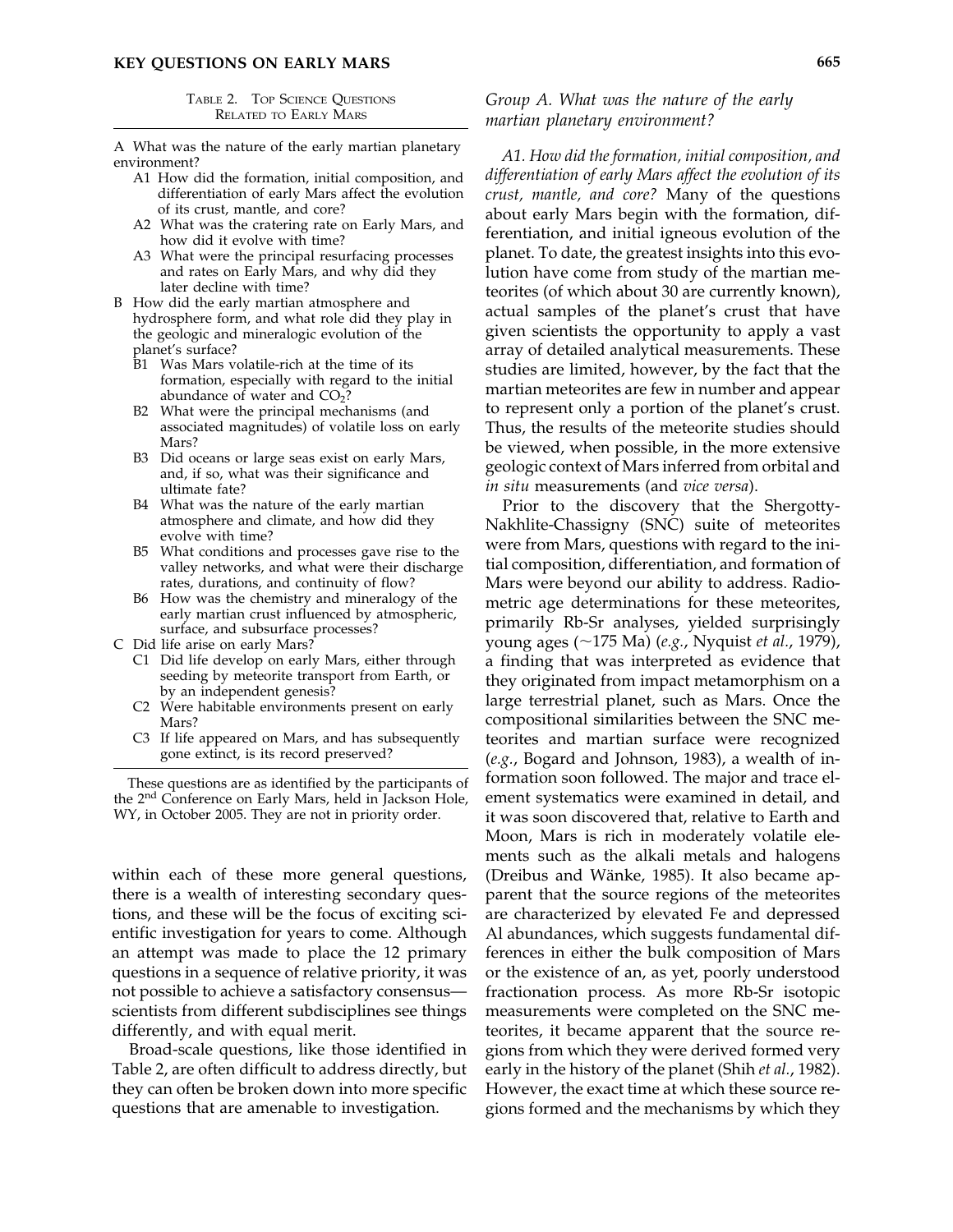TABLE 2. TOP SCIENCE QUESTIONS RELATED TO EARLY MARS

- A What was the nature of the early martian planetary environment?
  - A1 How did the formation, initial composition, and differentiation of early Mars affect the evolution of its crust, mantle, and core?
  - A2 What was the cratering rate on Early Mars, and how did it evolve with time?
  - A3 What were the principal resurfacing processes and rates on Early Mars, and why did they later decline with time?
- B How did the early martian atmosphere and hydrosphere form, and what role did they play in the geologic and mineralogic evolution of the planet's surface?
  - B1 Was Mars volatile-rich at the time of its formation, especially with regard to the initial abundance of water and $CO_2$?
  - B2 What were the principal mechanisms (and associated magnitudes) of volatile loss on early Mars?
  - B3 Did oceans or large seas exist on early Mars, and, if so, what was their significance and ultimate fate?
  - B4 What was the nature of the early martian atmosphere and climate, and how did they evolve with time?
  - B5 What conditions and processes gave rise to the valley networks, and what were their discharge rates, durations, and continuity of flow?
  - B6 How was the chemistry and mineralogy of the early martian crust influenced by atmospheric, surface, and subsurface processes?
- C Did life arise on early Mars?
  - C1 Did life develop on early Mars, either through seeding by meteorite transport from Earth, or by an independent genesis?
  - C2 Were habitable environments present on early Mars?
  - C3 If life appeared on Mars, and has subsequently gone extinct, is its record preserved?

These questions are as identified by the participants of the 2nd Conference on Early Mars, held in Jackson Hole, WY, in October 2005. They are not in priority order.

within each of these more general questions, there is a wealth of interesting secondary questions, and these will be the focus of exciting scientific investigation for years to come. Although an attempt was made to place the 12 primary questions in a sequence of relative priority, it was not possible to achieve a satisfactory consensus—scientists from different subdisciplines see things differently, and with equal merit.

Broad-scale questions, like those identified in Table 2, are often difficult to address directly, but they can often be broken down into more specific questions that are amenable to investigation.

### *Group A. What was the nature of the early martian planetary environment?*

*A1. How did the formation, initial composition, and differentiation of early Mars affect the evolution of its crust, mantle, and core?* Many of the questions about early Mars begin with the formation, differentiation, and initial igneous evolution of the planet. To date, the greatest insights into this evolution have come from study of the martian meteorites (of which about 30 are currently known), actual samples of the planet's crust that have given scientists the opportunity to apply a vast array of detailed analytical measurements. These studies are limited, however, by the fact that the martian meteorites are few in number and appear to represent only a portion of the planet's crust. Thus, the results of the meteorite studies should be viewed, when possible, in the more extensive geologic context of Mars inferred from orbital and *in situ* measurements (and *vice versa*).

Prior to the discovery that the Shergotty-Nakhlite-Chassigny (SNC) suite of meteorites were from Mars, questions with regard to the initial composition, differentiation, and formation of Mars were beyond our ability to address. Radiometric age determinations for these meteorites, primarily Rb-Sr analyses, yielded surprisingly young ages (~175 Ma) (*e.g.*, Nyquist *et al.*, 1979), a finding that was interpreted as evidence that they originated from impact metamorphism on a large terrestrial planet, such as Mars. Once the compositional similarities between the SNC meteorites and martian surface were recognized (*e.g.*, Bogard and Johnson, 1983), a wealth of information soon followed. The major and trace element systematics were examined in detail, and it was soon discovered that, relative to Earth and Moon, Mars is rich in moderately volatile elements such as the alkali metals and halogens (Dreibus and Wänke, 1985). It also became apparent that the source regions of the meteorites are characterized by elevated Fe and depressed Al abundances, which suggests fundamental differences in either the bulk composition of Mars or the existence of an, as yet, poorly understood fractionation process. As more Rb-Sr isotopic measurements were completed on the SNC meteorites, it became apparent that the source regions from which they were derived formed very early in the history of the planet (Shih *et al.*, 1982). However, the exact time at which these source regions formed and the mechanisms by which they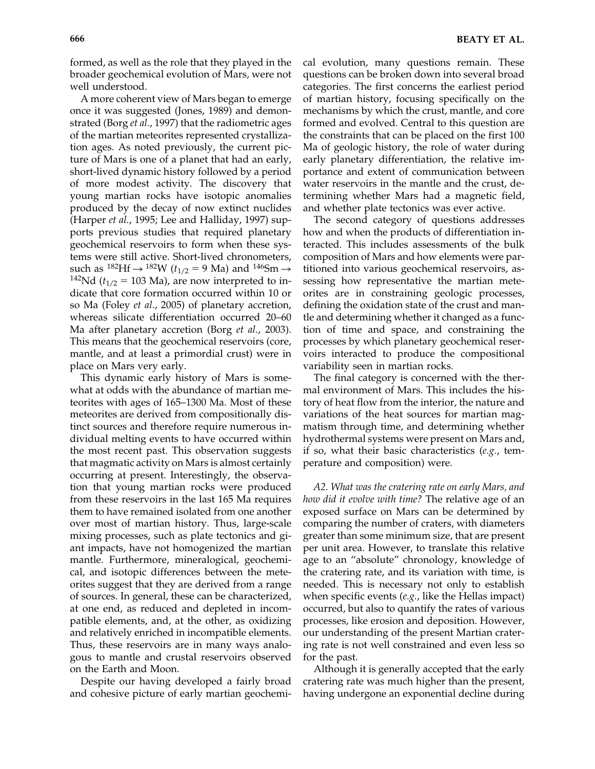formed, as well as the role that they played in the broader geochemical evolution of Mars, were not well understood.

A more coherent view of Mars began to emerge once it was suggested (Jones, 1989) and demonstrated (Borg *et al.*, 1997) that the radiometric ages of the martian meteorites represented crystallization ages. As noted previously, the current picture of Mars is one of a planet that had an early, short-lived dynamic history followed by a period of more modest activity. The discovery that young martian rocks have isotopic anomalies produced by the decay of now extinct nuclides (Harper *et al.*, 1995; Lee and Halliday, 1997) supports previous studies that required planetary geochemical reservoirs to form when these systems were still active. Short-lived chronometers, such as $^{182}Hf \rightarrow {}^{182}W$ ($t_{1/2}$ = 9 Ma) and $^{146}Sm \rightarrow {}^{142}Nd$ ($t_{1/2}$ = 103 Ma), are now interpreted to indicate that core formation occurred within 10 or so Ma (Foley *et al.*, 2005) of planetary accretion, whereas silicate differentiation occurred 20–60 Ma after planetary accretion (Borg *et al.*, 2003). This means that the geochemical reservoirs (core, mantle, and at least a primordial crust) were in place on Mars very early.

This dynamic early history of Mars is somewhat at odds with the abundance of martian meteorites with ages of 165–1300 Ma. Most of these meteorites are derived from compositionally distinct sources and therefore require numerous individual melting events to have occurred within the most recent past. This observation suggests that magmatic activity on Mars is almost certainly occurring at present. Interestingly, the observation that young martian rocks were produced from these reservoirs in the last 165 Ma requires them to have remained isolated from one another over most of martian history. Thus, large-scale mixing processes, such as plate tectonics and giant impacts, have not homogenized the martian mantle. Furthermore, mineralogical, geochemical, and isotopic differences between the meteorites suggest that they are derived from a range of sources. In general, these can be characterized, at one end, as reduced and depleted in incompatible elements, and, at the other, as oxidizing and relatively enriched in incompatible elements. Thus, these reservoirs are in many ways analogous to mantle and crustal reservoirs observed on the Earth and Moon.

Despite our having developed a fairly broad and cohesive picture of early martian geochemical evolution, many questions remain. These questions can be broken down into several broad categories. The first concerns the earliest period of martian history, focusing specifically on the mechanisms by which the crust, mantle, and core formed and evolved. Central to this question are the constraints that can be placed on the first 100 Ma of geologic history, the role of water during early planetary differentiation, the relative importance and extent of communication between water reservoirs in the mantle and the crust, determining whether Mars had a magnetic field, and whether plate tectonics was ever active.

The second category of questions addresses how and when the products of differentiation interacted. This includes assessments of the bulk composition of Mars and how elements were partitioned into various geochemical reservoirs, assessing how representative the martian meteorites are in constraining geologic processes, defining the oxidation state of the crust and mantle and determining whether it changed as a function of time and space, and constraining the processes by which planetary geochemical reservoirs interacted to produce the compositional variability seen in martian rocks.

The final category is concerned with the thermal environment of Mars. This includes the history of heat flow from the interior, the nature and variations of the heat sources for martian magmatism through time, and determining whether hydrothermal systems were present on Mars and, if so, what their basic characteristics (*e.g.*, temperature and composition) were.

*A2. What was the cratering rate on early Mars, and how did it evolve with time?* The relative age of an exposed surface on Mars can be determined by comparing the number of craters, with diameters greater than some minimum size, that are present per unit area. However, to translate this relative age to an "absolute" chronology, knowledge of the cratering rate, and its variation with time, is needed. This is necessary not only to establish when specific events (*e.g.*, like the Hellas impact) occurred, but also to quantify the rates of various processes, like erosion and deposition. However, our understanding of the present Martian cratering rate is not well constrained and even less so for the past.

Although it is generally accepted that the early cratering rate was much higher than the present, having undergone an exponential decline during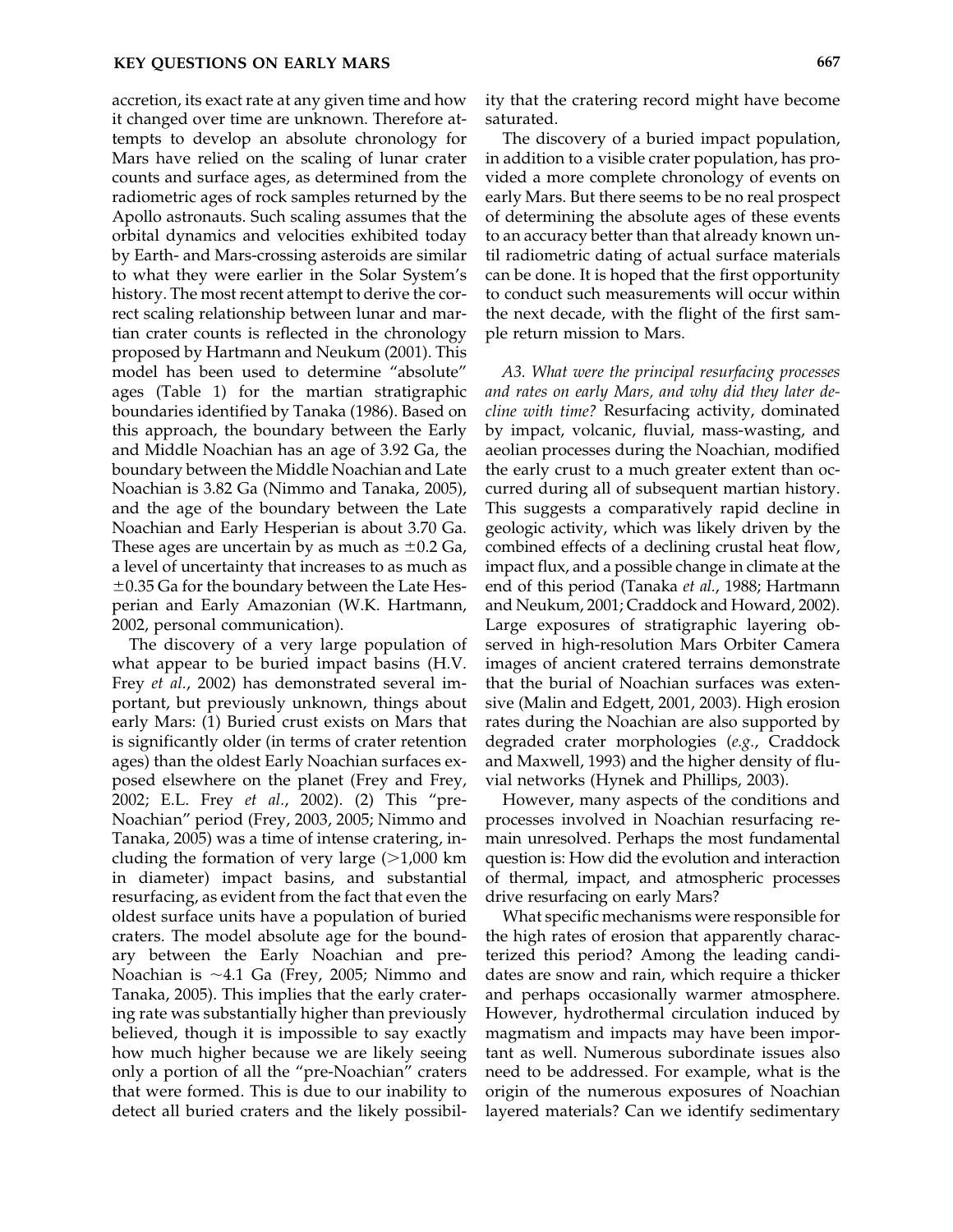accretion, its exact rate at any given time and how it changed over time are unknown. Therefore attempts to develop an absolute chronology for Mars have relied on the scaling of lunar crater counts and surface ages, as determined from the radiometric ages of rock samples returned by the Apollo astronauts. Such scaling assumes that the orbital dynamics and velocities exhibited today by Earth- and Mars-crossing asteroids are similar to what they were earlier in the Solar System's history. The most recent attempt to derive the correct scaling relationship between lunar and martian crater counts is reflected in the chronology proposed by Hartmann and Neukum (2001). This model has been used to determine "absolute" ages (Table 1) for the martian stratigraphic boundaries identified by Tanaka (1986). Based on this approach, the boundary between the Early and Middle Noachian has an age of 3.92 Ga, the boundary between the Middle Noachian and Late Noachian is 3.82 Ga (Nimmo and Tanaka, 2005), and the age of the boundary between the Late Noachian and Early Hesperian is about 3.70 Ga. These ages are uncertain by as much as $\pm 0.2$ Ga, a level of uncertainty that increases to as much as $\pm 0.35$ Ga for the boundary between the Late Hesperian and Early Amazonian (W.K. Hartmann, 2002, personal communication).

The discovery of a very large population of what appear to be buried impact basins (H.V. Frey *et al.*, 2002) has demonstrated several important, but previously unknown, things about early Mars: (1) Buried crust exists on Mars that is significantly older (in terms of crater retention ages) than the oldest Early Noachian surfaces exposed elsewhere on the planet (Frey and Frey, 2002; E.L. Frey *et al.*, 2002). (2) This "pre-Noachian" period (Frey, 2003, 2005; Nimmo and Tanaka, 2005) was a time of intense cratering, including the formation of very large (>1,000 km in diameter) impact basins, and substantial resurfacing, as evident from the fact that even the oldest surface units have a population of buried craters. The model absolute age for the boundary between the Early Noachian and pre-Noachian is ~4.1 Ga (Frey, 2005; Nimmo and Tanaka, 2005). This implies that the early cratering rate was substantially higher than previously believed, though it is impossible to say exactly how much higher because we are likely seeing only a portion of all the "pre-Noachian" craters that were formed. This is due to our inability to detect all buried craters and the likely possibility that the cratering record might have become saturated.

The discovery of a buried impact population, in addition to a visible crater population, has provided a more complete chronology of events on early Mars. But there seems to be no real prospect of determining the absolute ages of these events to an accuracy better than that already known until radiometric dating of actual surface materials can be done. It is hoped that the first opportunity to conduct such measurements will occur within the next decade, with the flight of the first sample return mission to Mars.

*A3. What were the principal resurfacing processes and rates on early Mars, and why did they later decline with time?* Resurfacing activity, dominated by impact, volcanic, fluvial, mass-wasting, and aeolian processes during the Noachian, modified the early crust to a much greater extent than occurred during all of subsequent martian history. This suggests a comparatively rapid decline in geologic activity, which was likely driven by the combined effects of a declining crustal heat flow, impact flux, and a possible change in climate at the end of this period (Tanaka *et al.*, 1988; Hartmann and Neukum, 2001; Craddock and Howard, 2002). Large exposures of stratigraphic layering observed in high-resolution Mars Orbiter Camera images of ancient cratered terrains demonstrate that the burial of Noachian surfaces was extensive (Malin and Edgett, 2001, 2003). High erosion rates during the Noachian are also supported by degraded crater morphologies (*e.g.*, Craddock and Maxwell, 1993) and the higher density of fluvial networks (Hynek and Phillips, 2003).

However, many aspects of the conditions and processes involved in Noachian resurfacing remain unresolved. Perhaps the most fundamental question is: How did the evolution and interaction of thermal, impact, and atmospheric processes drive resurfacing on early Mars?

What specific mechanisms were responsible for the high rates of erosion that apparently characterized this period? Among the leading candidates are snow and rain, which require a thicker and perhaps occasionally warmer atmosphere. However, hydrothermal circulation induced by magmatism and impacts may have been important as well. Numerous subordinate issues also need to be addressed. For example, what is the origin of the numerous exposures of Noachian layered materials? Can we identify sedimentary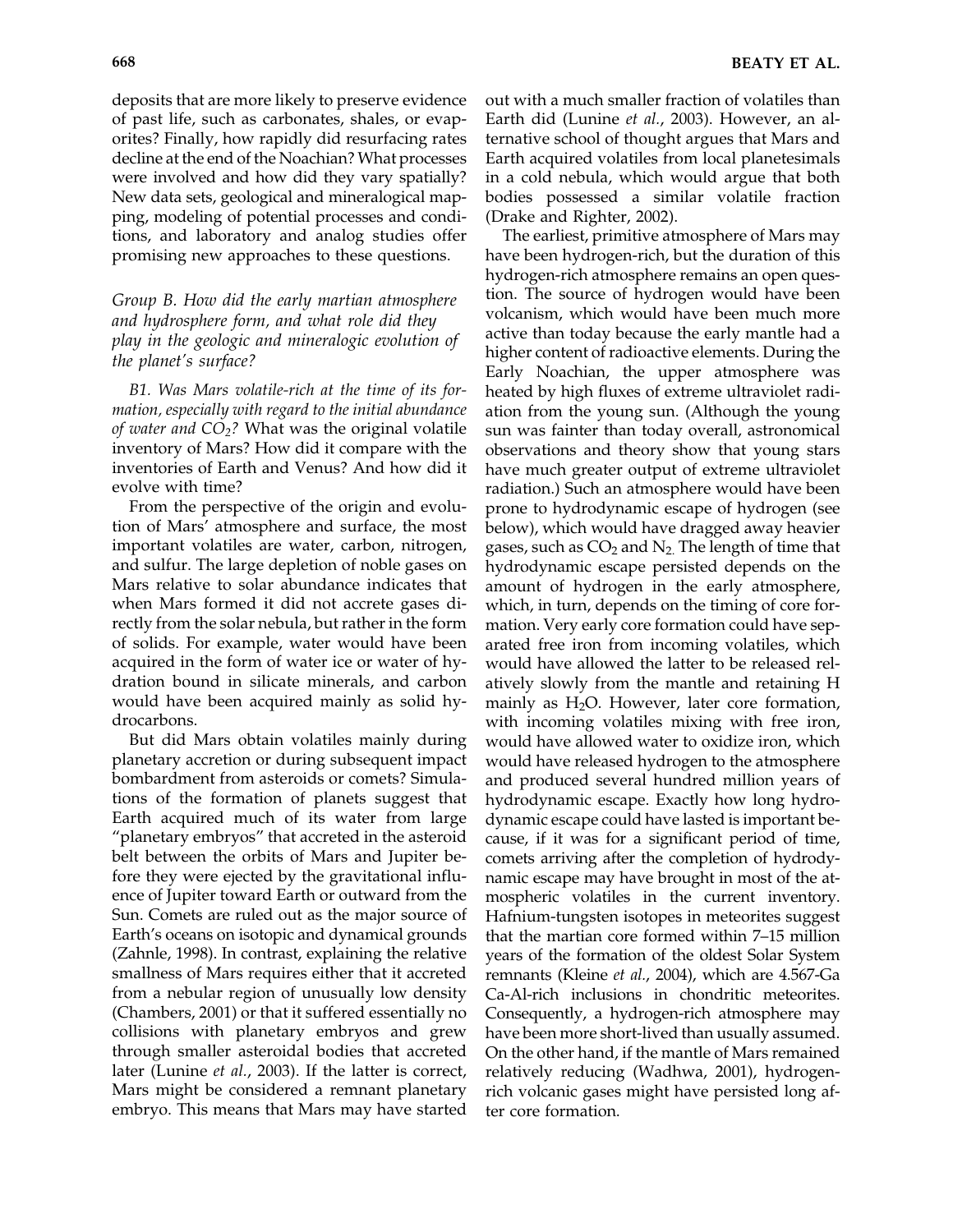deposits that are more likely to preserve evidence of past life, such as carbonates, shales, or evaporites? Finally, how rapidly did resurfacing rates decline at the end of the Noachian? What processes were involved and how did they vary spatially? New data sets, geological and mineralogical mapping, modeling of potential processes and conditions, and laboratory and analog studies offer promising new approaches to these questions.

*Group B. How did the early martian atmosphere and hydrosphere form, and what role did they play in the geologic and mineralogic evolution of the planet's surface?*

*B1. Was Mars volatile-rich at the time of its formation, especially with regard to the initial abundance of water and $CO_2$?* What was the original volatile inventory of Mars? How did it compare with the inventories of Earth and Venus? And how did it evolve with time?

From the perspective of the origin and evolution of Mars' atmosphere and surface, the most important volatiles are water, carbon, nitrogen, and sulfur. The large depletion of noble gases on Mars relative to solar abundance indicates that when Mars formed it did not accrete gases directly from the solar nebula, but rather in the form of solids. For example, water would have been acquired in the form of water ice or water of hydration bound in silicate minerals, and carbon would have been acquired mainly as solid hydrocarbons.

But did Mars obtain volatiles mainly during planetary accretion or during subsequent impact bombardment from asteroids or comets? Simulations of the formation of planets suggest that Earth acquired much of its water from large "planetary embryos" that accreted in the asteroid belt between the orbits of Mars and Jupiter before they were ejected by the gravitational influence of Jupiter toward Earth or outward from the Sun. Comets are ruled out as the major source of Earth's oceans on isotopic and dynamical grounds (Zahnle, 1998). In contrast, explaining the relative smallness of Mars requires either that it accreted from a nebular region of unusually low density (Chambers, 2001) or that it suffered essentially no collisions with planetary embryos and grew through smaller asteroidal bodies that accreted later (Lunine *et al.*, 2003). If the latter is correct, Mars might be considered a remnant planetary embryo. This means that Mars may have started out with a much smaller fraction of volatiles than Earth did (Lunine *et al.*, 2003). However, an alternative school of thought argues that Mars and Earth acquired volatiles from local planetesimals in a cold nebula, which would argue that both bodies possessed a similar volatile fraction (Drake and Righter, 2002).

The earliest, primitive atmosphere of Mars may have been hydrogen-rich, but the duration of this hydrogen-rich atmosphere remains an open question. The source of hydrogen would have been volcanism, which would have been much more active than today because the early mantle had a higher content of radioactive elements. During the Early Noachian, the upper atmosphere was heated by high fluxes of extreme ultraviolet radiation from the young sun. (Although the young sun was fainter than today overall, astronomical observations and theory show that young stars have much greater output of extreme ultraviolet radiation.) Such an atmosphere would have been prone to hydrodynamic escape of hydrogen (see below), which would have dragged away heavier gases, such as $CO_2$ and $N_2$. The length of time that hydrodynamic escape persisted depends on the amount of hydrogen in the early atmosphere, which, in turn, depends on the timing of core formation. Very early core formation could have separated free iron from incoming volatiles, which would have allowed the latter to be released relatively slowly from the mantle and retaining H mainly as $H_2O$. However, later core formation, with incoming volatiles mixing with free iron, would have allowed water to oxidize iron, which would have released hydrogen to the atmosphere and produced several hundred million years of hydrodynamic escape. Exactly how long hydrodynamic escape could have lasted is important because, if it was for a significant period of time, comets arriving after the completion of hydrodynamic escape may have brought in most of the atmospheric volatiles in the current inventory. Hafnium-tungsten isotopes in meteorites suggest that the martian core formed within 7–15 million years of the formation of the oldest Solar System remnants (Kleine *et al.*, 2004), which are 4.567-Ga Ca-Al-rich inclusions in chondritic meteorites. Consequently, a hydrogen-rich atmosphere may have been more short-lived than usually assumed. On the other hand, if the mantle of Mars remained relatively reducing (Wadhwa, 2001), hydrogen-rich volcanic gases might have persisted long after core formation.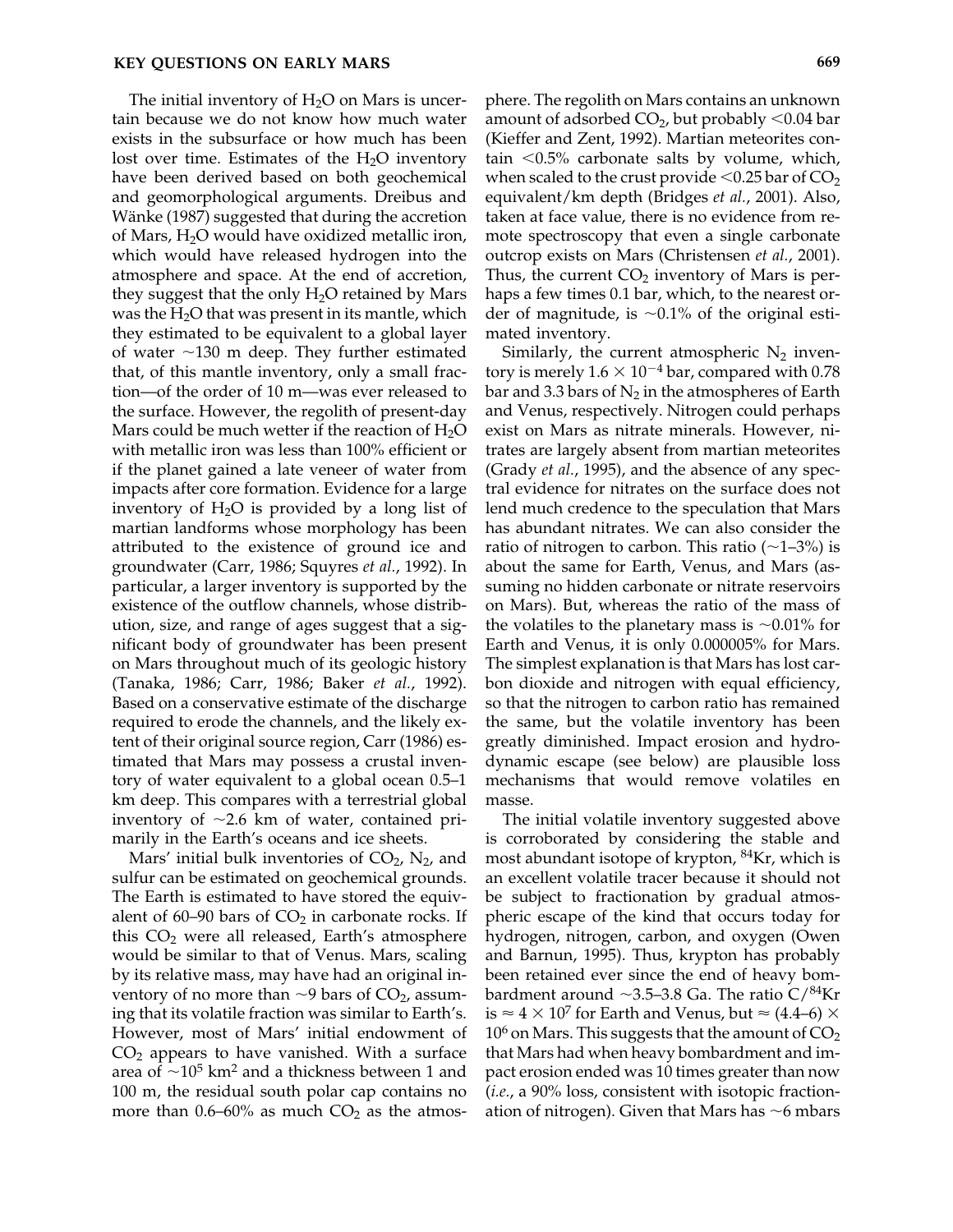The initial inventory of $H_2O$ on Mars is uncertain because we do not know how much water exists in the subsurface or how much has been lost over time. Estimates of the $H_2O$ inventory have been derived based on both geochemical and geomorphological arguments. Dreibus and Wänke (1987) suggested that during the accretion of Mars, $H_2O$ would have oxidized metallic iron, which would have released hydrogen into the atmosphere and space. At the end of accretion, they suggest that the only $H_2O$ retained by Mars was the $H_2O$ that was present in its mantle, which they estimated to be equivalent to a global layer of water ~130 m deep. They further estimated that, of this mantle inventory, only a small fraction—of the order of 10 m—was ever released to the surface. However, the regolith of present-day Mars could be much wetter if the reaction of $H_2O$ with metallic iron was less than 100% efficient or if the planet gained a late veneer of water from impacts after core formation. Evidence for a large inventory of $H_2O$ is provided by a long list of martian landforms whose morphology has been attributed to the existence of ground ice and groundwater (Carr, 1986; Squyres *et al.*, 1992). In particular, a larger inventory is supported by the existence of the outflow channels, whose distribution, size, and range of ages suggest that a significant body of groundwater has been present on Mars throughout much of its geologic history (Tanaka, 1986; Carr, 1986; Baker *et al.*, 1992). Based on a conservative estimate of the discharge required to erode the channels, and the likely extent of their original source region, Carr (1986) estimated that Mars may possess a crustal inventory of water equivalent to a global ocean 0.5–1 km deep. This compares with a terrestrial global inventory of ~2.6 km of water, contained primarily in the Earth's oceans and ice sheets.

Mars' initial bulk inventories of $CO_2$, $N_2$, and sulfur can be estimated on geochemical grounds. The Earth is estimated to have stored the equivalent of 60–90 bars of $CO_2$ in carbonate rocks. If this $CO_2$ were all released, Earth's atmosphere would be similar to that of Venus. Mars, scaling by its relative mass, may have had an original inventory of no more than ~9 bars of $CO_2$, assuming that its volatile fraction was similar to Earth's. However, most of Mars' initial endowment of $CO_2$ appears to have vanished. With a surface area of $\sim 10^5$ km$^2$ and a thickness between 1 and 100 m, the residual south polar cap contains no more than 0.6–60% as much $CO_2$ as the atmosphere. The regolith on Mars contains an unknown amount of adsorbed $CO_2$, but probably <0.04 bar (Kieffer and Zent, 1992). Martian meteorites contain <0.5% carbonate salts by volume, which, when scaled to the crust provide <0.25 bar of $CO_2$ equivalent/km depth (Bridges *et al.*, 2001). Also, taken at face value, there is no evidence from remote spectroscopy that even a single carbonate outcrop exists on Mars (Christensen *et al.*, 2001). Thus, the current $CO_2$ inventory of Mars is perhaps a few times 0.1 bar, which, to the nearest order of magnitude, is ~0.1% of the original estimated inventory.

Similarly, the current atmospheric $N_2$ inventory is merely $1.6 \times 10^{-4}$ bar, compared with 0.78 bar and 3.3 bars of $N_2$ in the atmospheres of Earth and Venus, respectively. Nitrogen could perhaps exist on Mars as nitrate minerals. However, nitrates are largely absent from martian meteorites (Grady *et al.*, 1995), and the absence of any spectral evidence for nitrates on the surface does not lend much credence to the speculation that Mars has abundant nitrates. We can also consider the ratio of nitrogen to carbon. This ratio (~1–3%) is about the same for Earth, Venus, and Mars (assuming no hidden carbonate or nitrate reservoirs on Mars). But, whereas the ratio of the mass of the volatiles to the planetary mass is ~0.01% for Earth and Venus, it is only 0.000005% for Mars. The simplest explanation is that Mars has lost carbon dioxide and nitrogen with equal efficiency, so that the nitrogen to carbon ratio has remained the same, but the volatile inventory has been greatly diminished. Impact erosion and hydrodynamic escape (see below) are plausible loss mechanisms that would remove volatiles en masse.

The initial volatile inventory suggested above is corroborated by considering the stable and most abundant isotope of krypton, $^{84}$Kr, which is an excellent volatile tracer because it should not be subject to fractionation by gradual atmospheric escape of the kind that occurs today for hydrogen, nitrogen, carbon, and oxygen (Owen and Barnun, 1995). Thus, krypton has probably been retained ever since the end of heavy bombardment around ~3.5–3.8 Ga. The ratio C/$^{84}$Kr is $\approx 4 \times 10^7$ for Earth and Venus, but $\approx (4.4–6) \times 10^6$ on Mars. This suggests that the amount of $CO_2$ that Mars had when heavy bombardment and impact erosion ended was 10 times greater than now (*i.e.*, a 90% loss, consistent with isotopic fractionation of nitrogen). Given that Mars has ~6 mbars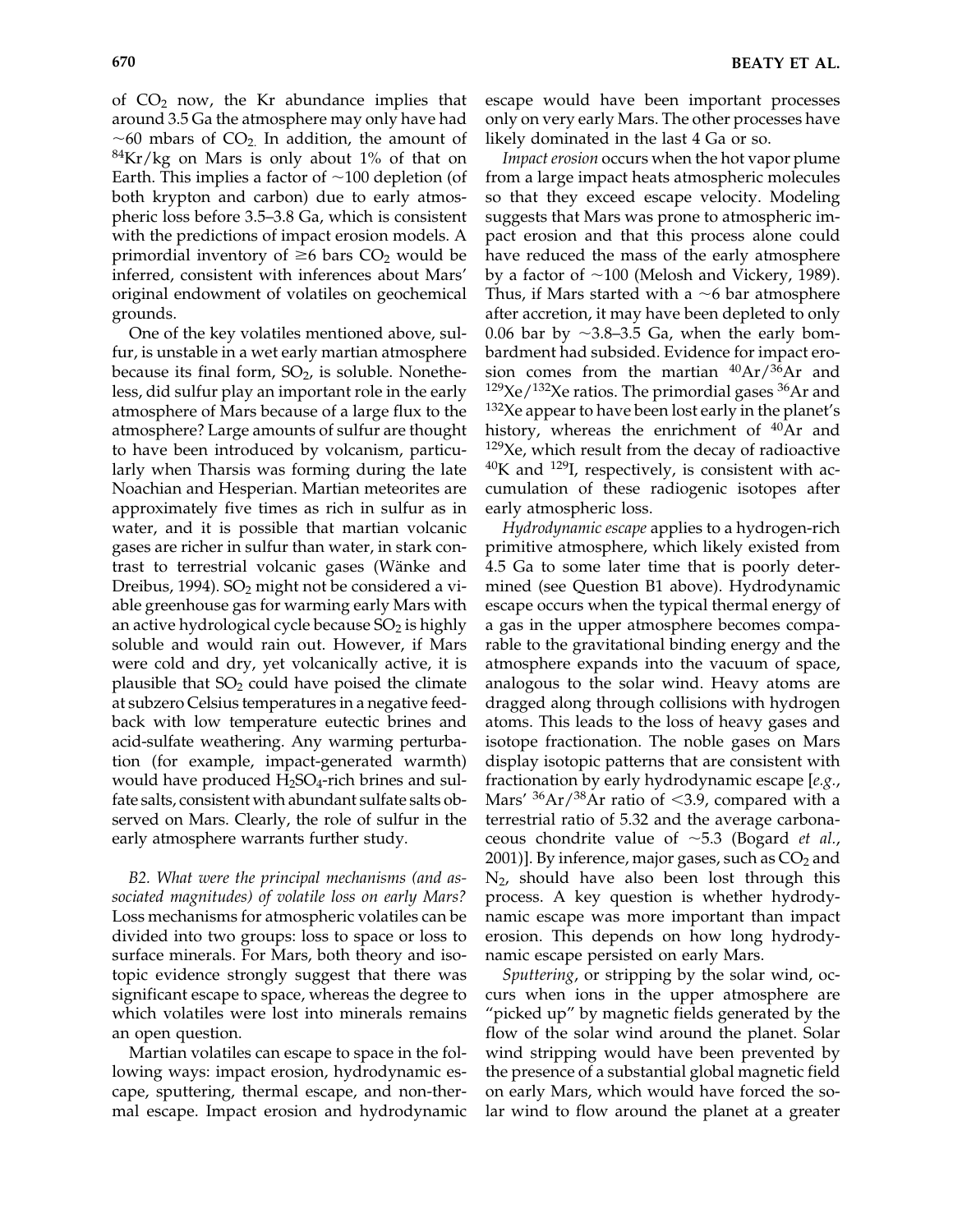of $CO_2$ now, the Kr abundance implies that around 3.5 Ga the atmosphere may only have had ~60 mbars of $CO_2$. In addition, the amount of $^{84}Kr$/kg on Mars is only about 1% of that on Earth. This implies a factor of ~100 depletion (of both krypton and carbon) due to early atmospheric loss before 3.5–3.8 Ga, which is consistent with the predictions of impact erosion models. A primordial inventory of ≥6 bars $CO_2$ would be inferred, consistent with inferences about Mars' original endowment of volatiles on geochemical grounds.

One of the key volatiles mentioned above, sulfur, is unstable in a wet early martian atmosphere because its final form, $SO_2$, is soluble. Nonetheless, did sulfur play an important role in the early atmosphere of Mars because of a large flux to the atmosphere? Large amounts of sulfur are thought to have been introduced by volcanism, particularly when Tharsis was forming during the late Noachian and Hesperian. Martian meteorites are approximately five times as rich in sulfur as in water, and it is possible that martian volcanic gases are richer in sulfur than water, in stark contrast to terrestrial volcanic gases (Wänke and Dreibus, 1994). $SO_2$ might not be considered a viable greenhouse gas for warming early Mars with an active hydrological cycle because $SO_2$ is highly soluble and would rain out. However, if Mars were cold and dry, yet volcanically active, it is plausible that $SO_2$ could have poised the climate at subzero Celsius temperatures in a negative feedback with low temperature eutectic brines and acid-sulfate weathering. Any warming perturbation (for example, impact-generated warmth) would have produced $H_2SO_4$-rich brines and sulfate salts, consistent with abundant sulfate salts observed on Mars. Clearly, the role of sulfur in the early atmosphere warrants further study.

*B2. What were the principal mechanisms (and associated magnitudes) of volatile loss on early Mars?* Loss mechanisms for atmospheric volatiles can be divided into two groups: loss to space or loss to surface minerals. For Mars, both theory and isotopic evidence strongly suggest that there was significant escape to space, whereas the degree to which volatiles were lost into minerals remains an open question.

Martian volatiles can escape to space in the following ways: impact erosion, hydrodynamic escape, sputtering, thermal escape, and non-thermal escape. Impact erosion and hydrodynamic escape would have been important processes only on very early Mars. The other processes have likely dominated in the last 4 Ga or so.

*Impact erosion* occurs when the hot vapor plume from a large impact heats atmospheric molecules so that they exceed escape velocity. Modeling suggests that Mars was prone to atmospheric impact erosion and that this process alone could have reduced the mass of the early atmosphere by a factor of ~100 (Melosh and Vickery, 1989). Thus, if Mars started with a ~6 bar atmosphere after accretion, it may have been depleted to only 0.06 bar by ~3.8–3.5 Ga, when the early bombardment had subsided. Evidence for impact erosion comes from the martian $^{40}Ar/^{36}Ar$ and $^{129}Xe/^{132}Xe$ ratios. The primordial gases $^{36}Ar$ and $^{132}Xe$ appear to have been lost early in the planet's history, whereas the enrichment of $^{40}Ar$ and $^{129}Xe$, which result from the decay of radioactive $^{40}K$ and $^{129}I$, respectively, is consistent with accumulation of these radiogenic isotopes after early atmospheric loss.

*Hydrodynamic escape* applies to a hydrogen-rich primitive atmosphere, which likely existed from 4.5 Ga to some later time that is poorly determined (see Question B1 above). Hydrodynamic escape occurs when the typical thermal energy of a gas in the upper atmosphere becomes comparable to the gravitational binding energy and the atmosphere expands into the vacuum of space, analogous to the solar wind. Heavy atoms are dragged along through collisions with hydrogen atoms. This leads to the loss of heavy gases and isotope fractionation. The noble gases on Mars display isotopic patterns that are consistent with fractionation by early hydrodynamic escape [*e.g.*, Mars' $^{36}Ar/^{38}Ar$ ratio of <3.9, compared with a terrestrial ratio of 5.32 and the average carbonaceous chondrite value of ~5.3 (Bogard *et al.*, 2001)]. By inference, major gases, such as $CO_2$ and $N_2$, should have also been lost through this process. A key question is whether hydrodynamic escape was more important than impact erosion. This depends on how long hydrodynamic escape persisted on early Mars.

*Sputtering*, or stripping by the solar wind, occurs when ions in the upper atmosphere are "picked up" by magnetic fields generated by the flow of the solar wind around the planet. Solar wind stripping would have been prevented by the presence of a substantial global magnetic field on early Mars, which would have forced the solar wind to flow around the planet at a greater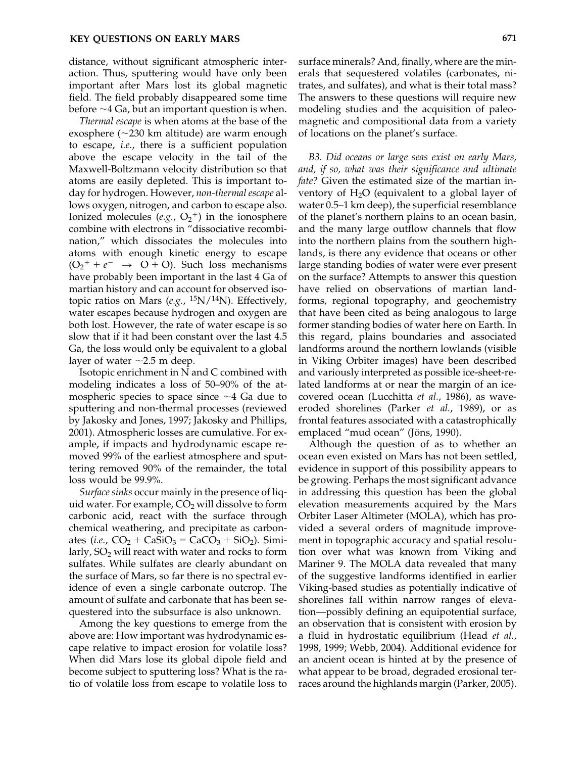distance, without significant atmospheric interaction. Thus, sputtering would have only been important after Mars lost its global magnetic field. The field probably disappeared some time before ~4 Ga, but an important question is when.

*Thermal escape* is when atoms at the base of the exosphere (~230 km altitude) are warm enough to escape, *i.e.*, there is a sufficient population above the escape velocity in the tail of the Maxwell-Boltzmann velocity distribution so that atoms are easily depleted. This is important today for hydrogen. However, *non-thermal escape* allows oxygen, nitrogen, and carbon to escape also. Ionized molecules (*e.g.*, $O_2^+$) in the ionosphere combine with electrons in "dissociative recombination," which dissociates the molecules into atoms with enough kinetic energy to escape ($O_2^+ + e^- \rightarrow O + O$). Such loss mechanisms have probably been important in the last 4 Ga of martian history and can account for observed isotopic ratios on Mars (*e.g.*, $^{15}N/^{14}N$). Effectively, water escapes because hydrogen and oxygen are both lost. However, the rate of water escape is so slow that if it had been constant over the last 4.5 Ga, the loss would only be equivalent to a global layer of water ~2.5 m deep.

Isotopic enrichment in N and C combined with modeling indicates a loss of 50–90% of the atmospheric species to space since ~4 Ga due to sputtering and non-thermal processes (reviewed by Jakosky and Jones, 1997; Jakosky and Phillips, 2001). Atmospheric losses are cumulative. For example, if impacts and hydrodynamic escape removed 99% of the earliest atmosphere and sputtering removed 90% of the remainder, the total loss would be 99.9%.

*Surface sinks* occur mainly in the presence of liquid water. For example, $CO_2$ will dissolve to form carbonic acid, react with the surface through chemical weathering, and precipitate as carbonates (*i.e.*, $CO_2 + CaSiO_3 = CaCO_3 + SiO_2$). Similarly, $SO_2$ will react with water and rocks to form sulfates. While sulfates are clearly abundant on the surface of Mars, so far there is no spectral evidence of even a single carbonate outcrop. The amount of sulfate and carbonate that has been sequestered into the subsurface is also unknown.

Among the key questions to emerge from the above are: How important was hydrodynamic escape relative to impact erosion for volatile loss? When did Mars lose its global dipole field and become subject to sputtering loss? What is the ratio of volatile loss from escape to volatile loss to surface minerals? And, finally, where are the minerals that sequestered volatiles (carbonates, nitrates, and sulfates), and what is their total mass? The answers to these questions will require new modeling studies and the acquisition of paleomagnetic and compositional data from a variety of locations on the planet's surface.

*B3. Did oceans or large seas exist on early Mars, and, if so, what was their significance and ultimate fate?* Given the estimated size of the martian inventory of $H_2O$ (equivalent to a global layer of water 0.5–1 km deep), the superficial resemblance of the planet's northern plains to an ocean basin, and the many large outflow channels that flow into the northern plains from the southern highlands, is there any evidence that oceans or other large standing bodies of water were ever present on the surface? Attempts to answer this question have relied on observations of martian landforms, regional topography, and geochemistry that have been cited as being analogous to large former standing bodies of water here on Earth. In this regard, plains boundaries and associated landforms around the northern lowlands (visible in Viking Orbiter images) have been described and variously interpreted as possible ice-sheet-related landforms at or near the margin of an ice-covered ocean (Lucchitta *et al.*, 1986), as wave-eroded shorelines (Parker *et al.*, 1989), or as frontal features associated with a catastrophically emplaced "mud ocean" (Jöns, 1990).

Although the question of as to whether an ocean even existed on Mars has not been settled, evidence in support of this possibility appears to be growing. Perhaps the most significant advance in addressing this question has been the global elevation measurements acquired by the Mars Orbiter Laser Altimeter (MOLA), which has provided a several orders of magnitude improvement in topographic accuracy and spatial resolution over what was known from Viking and Mariner 9. The MOLA data revealed that many of the suggestive landforms identified in earlier Viking-based studies as potentially indicative of shorelines fall within narrow ranges of elevation—possibly defining an equipotential surface, an observation that is consistent with erosion by a fluid in hydrostatic equilibrium (Head *et al.*, 1998, 1999; Webb, 2004). Additional evidence for an ancient ocean is hinted at by the presence of what appear to be broad, degraded erosional terraces around the highlands margin (Parker, 2005).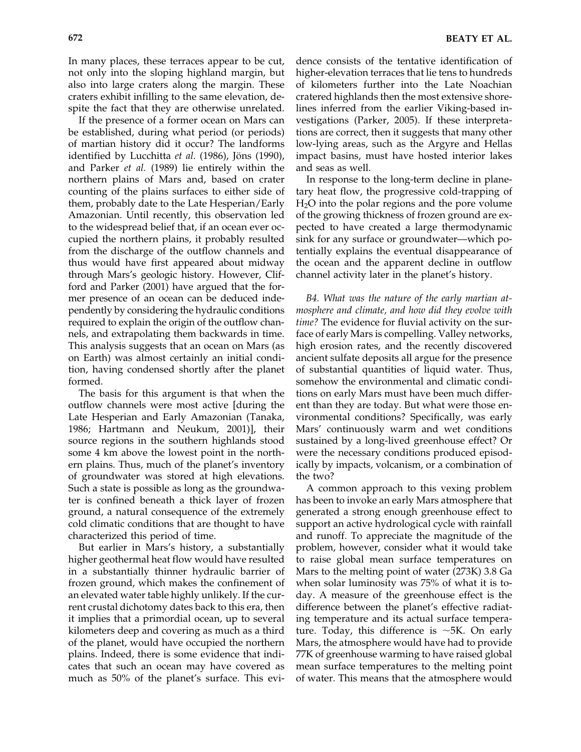In many places, these terraces appear to be cut, not only into the sloping highland margin, but also into large craters along the margin. These craters exhibit infilling to the same elevation, despite the fact that they are otherwise unrelated.

If the presence of a former ocean on Mars can be established, during what period (or periods) of martian history did it occur? The landforms identified by Lucchitta *et al.* (1986), Jöns (1990), and Parker *et al.* (1989) lie entirely within the northern plains of Mars and, based on crater counting of the plains surfaces to either side of them, probably date to the Late Hesperian/Early Amazonian. Until recently, this observation led to the widespread belief that, if an ocean ever occupied the northern plains, it probably resulted from the discharge of the outflow channels and thus would have first appeared about midway through Mars's geologic history. However, Clifford and Parker (2001) have argued that the former presence of an ocean can be deduced independently by considering the hydraulic conditions required to explain the origin of the outflow channels, and extrapolating them backwards in time. This analysis suggests that an ocean on Mars (as on Earth) was almost certainly an initial condition, having condensed shortly after the planet formed.

The basis for this argument is that when the outflow channels were most active [during the Late Hesperian and Early Amazonian (Tanaka, 1986; Hartmann and Neukum, 2001)], their source regions in the southern highlands stood some 4 km above the lowest point in the northern plains. Thus, much of the planet's inventory of groundwater was stored at high elevations. Such a state is possible as long as the groundwater is confined beneath a thick layer of frozen ground, a natural consequence of the extremely cold climatic conditions that are thought to have characterized this period of time.

But earlier in Mars's history, a substantially higher geothermal heat flow would have resulted in a substantially thinner hydraulic barrier of frozen ground, which makes the confinement of an elevated water table highly unlikely. If the current crustal dichotomy dates back to this era, then it implies that a primordial ocean, up to several kilometers deep and covering as much as a third of the planet, would have occupied the northern plains. Indeed, there is some evidence that indicates that such an ocean may have covered as much as 50% of the planet's surface. This evidence consists of the tentative identification of higher-elevation terraces that lie tens to hundreds of kilometers further into the Late Noachian cratered highlands then the most extensive shorelines inferred from the earlier Viking-based investigations (Parker, 2005). If these interpretations are correct, then it suggests that many other low-lying areas, such as the Argyre and Hellas impact basins, must have hosted interior lakes and seas as well.

In response to the long-term decline in planetary heat flow, the progressive cold-trapping of $H_2O$ into the polar regions and the pore volume of the growing thickness of frozen ground are expected to have created a large thermodynamic sink for any surface or groundwater—which potentially explains the eventual disappearance of the ocean and the apparent decline in outflow channel activity later in the planet's history.

*B4. What was the nature of the early martian atmosphere and climate, and how did they evolve with time?* The evidence for fluvial activity on the surface of early Mars is compelling. Valley networks, high erosion rates, and the recently discovered ancient sulfate deposits all argue for the presence of substantial quantities of liquid water. Thus, somehow the environmental and climatic conditions on early Mars must have been much different than they are today. But what were those environmental conditions? Specifically, was early Mars' continuously warm and wet conditions sustained by a long-lived greenhouse effect? Or were the necessary conditions produced episodically by impacts, volcanism, or a combination of the two?

A common approach to this vexing problem has been to invoke an early Mars atmosphere that generated a strong enough greenhouse effect to support an active hydrological cycle with rainfall and runoff. To appreciate the magnitude of the problem, however, consider what it would take to raise global mean surface temperatures on Mars to the melting point of water (273K) 3.8 Ga when solar luminosity was 75% of what it is today. A measure of the greenhouse effect is the difference between the planet's effective radiating temperature and its actual surface temperature. Today, this difference is ~5K. On early Mars, the atmosphere would have had to provide 77K of greenhouse warming to have raised global mean surface temperatures to the melting point of water. This means that the atmosphere would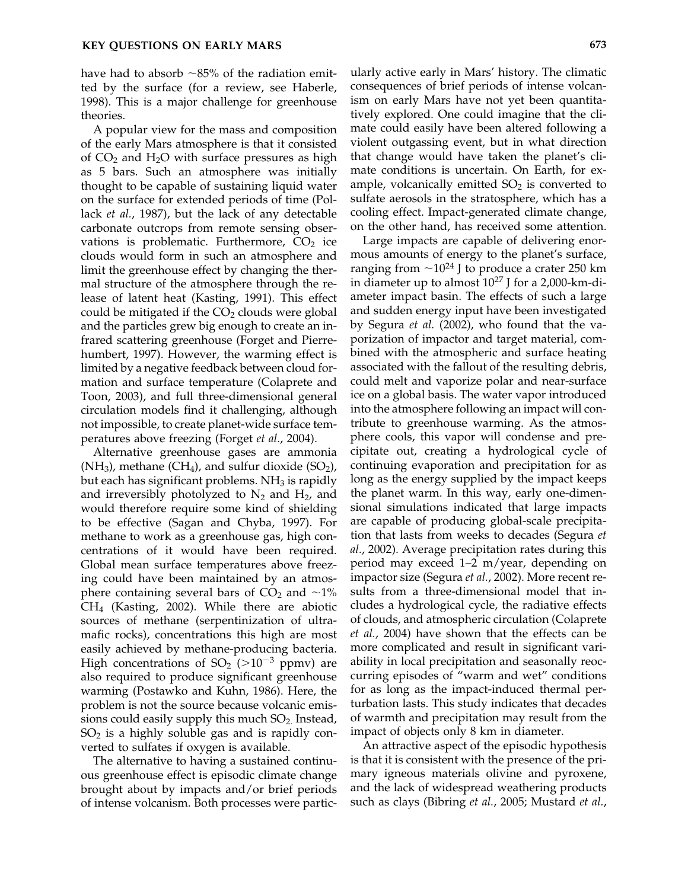have had to absorb ~85% of the radiation emitted by the surface (for a review, see Haberle, 1998). This is a major challenge for greenhouse theories.

A popular view for the mass and composition of the early Mars atmosphere is that it consisted of $CO_2$ and $H_2O$ with surface pressures as high as 5 bars. Such an atmosphere was initially thought to be capable of sustaining liquid water on the surface for extended periods of time (Pollack *et al.*, 1987), but the lack of any detectable carbonate outcrops from remote sensing observations is problematic. Furthermore, $CO_2$ ice clouds would form in such an atmosphere and limit the greenhouse effect by changing the thermal structure of the atmosphere through the release of latent heat (Kasting, 1991). This effect could be mitigated if the $CO_2$ clouds were global and the particles grew big enough to create an infrared scattering greenhouse (Forget and Pierrehumbert, 1997). However, the warming effect is limited by a negative feedback between cloud formation and surface temperature (Colaprete and Toon, 2003), and full three-dimensional general circulation models find it challenging, although not impossible, to create planet-wide surface temperatures above freezing (Forget *et al.*, 2004).

Alternative greenhouse gases are ammonia ($NH_3$), methane ($CH_4$), and sulfur dioxide ($SO_2$), but each has significant problems. $NH_3$ is rapidly and irreversibly photolyzed to $N_2$ and $H_2$, and would therefore require some kind of shielding to be effective (Sagan and Chyba, 1997). For methane to work as a greenhouse gas, high concentrations of it would have been required. Global mean surface temperatures above freezing could have been maintained by an atmosphere containing several bars of $CO_2$ and ~1% $CH_4$ (Kasting, 2002). While there are abiotic sources of methane (serpentinization of ultramafic rocks), concentrations this high are most easily achieved by methane-producing bacteria. High concentrations of $SO_2$ ($>10^{-3}$ ppmv) are also required to produce significant greenhouse warming (Postawko and Kuhn, 1986). Here, the problem is not the source because volcanic emissions could easily supply this much $SO_2$. Instead, $SO_2$ is a highly soluble gas and is rapidly converted to sulfates if oxygen is available.

The alternative to having a sustained continuous greenhouse effect is episodic climate change brought about by impacts and/or brief periods of intense volcanism. Both processes were particularly active early in Mars' history. The climatic consequences of brief periods of intense volcanism on early Mars have not yet been quantitatively explored. One could imagine that the climate could easily have been altered following a violent outgassing event, but in what direction that change would have taken the planet's climate conditions is uncertain. On Earth, for example, volcanically emitted $SO_2$ is converted to sulfate aerosols in the stratosphere, which has a cooling effect. Impact-generated climate change, on the other hand, has received some attention.

Large impacts are capable of delivering enormous amounts of energy to the planet's surface, ranging from ~$10^{24}$ J to produce a crater 250 km in diameter up to almost $10^{27}$ J for a 2,000-km-diameter impact basin. The effects of such a large and sudden energy input have been investigated by Segura *et al.* (2002), who found that the vaporization of impactor and target material, combined with the atmospheric and surface heating associated with the fallout of the resulting debris, could melt and vaporize polar and near-surface ice on a global basis. The water vapor introduced into the atmosphere following an impact will contribute to greenhouse warming. As the atmosphere cools, this vapor will condense and precipitate out, creating a hydrological cycle of continuing evaporation and precipitation for as long as the energy supplied by the impact keeps the planet warm. In this way, early one-dimensional simulations indicated that large impacts are capable of producing global-scale precipitation that lasts from weeks to decades (Segura *et al.*, 2002). Average precipitation rates during this period may exceed 1–2 m/year, depending on impactor size (Segura *et al.*, 2002). More recent results from a three-dimensional model that includes a hydrological cycle, the radiative effects of clouds, and atmospheric circulation (Colaprete *et al.*, 2004) have shown that the effects can be more complicated and result in significant variability in local precipitation and seasonally reoccurring episodes of "warm and wet" conditions for as long as the impact-induced thermal perturbation lasts. This study indicates that decades of warmth and precipitation may result from the impact of objects only 8 km in diameter.

An attractive aspect of the episodic hypothesis is that it is consistent with the presence of the primary igneous materials olivine and pyroxene, and the lack of widespread weathering products such as clays (Bibring *et al.*, 2005; Mustard *et al.*,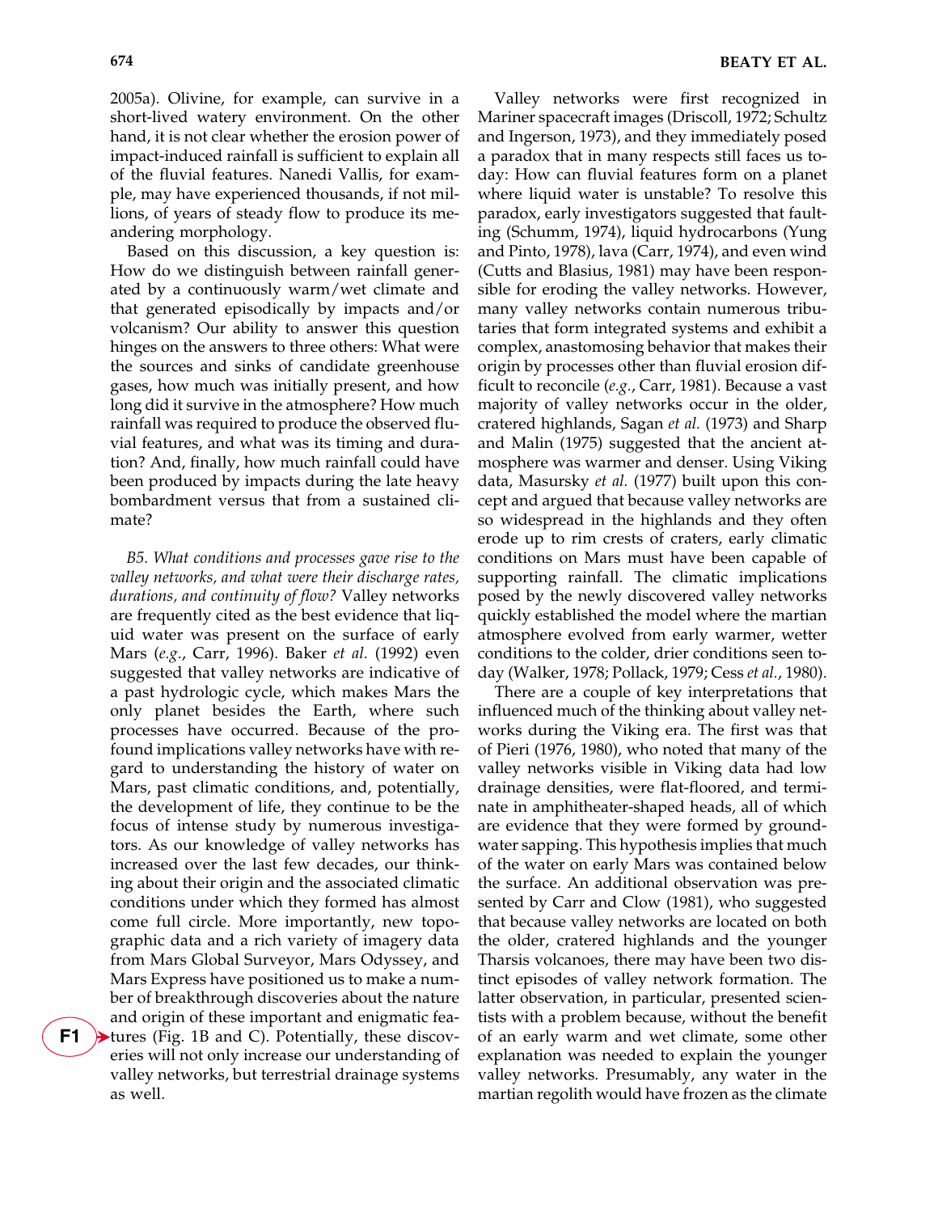2005a). Olivine, for example, can survive in a short-lived watery environment. On the other hand, it is not clear whether the erosion power of impact-induced rainfall is sufficient to explain all of the fluvial features. Nanedi Vallis, for example, may have experienced thousands, if not millions, of years of steady flow to produce its meandering morphology.

Based on this discussion, a key question is: How do we distinguish between rainfall generated by a continuously warm/wet climate and that generated episodically by impacts and/or volcanism? Our ability to answer this question hinges on the answers to three others: What were the sources and sinks of candidate greenhouse gases, how much was initially present, and how long did it survive in the atmosphere? How much rainfall was required to produce the observed fluvial features, and what was its timing and duration? And, finally, how much rainfall could have been produced by impacts during the late heavy bombardment versus that from a sustained climate?

*B5. What conditions and processes gave rise to the valley networks, and what were their discharge rates, durations, and continuity of flow?* Valley networks are frequently cited as the best evidence that liquid water was present on the surface of early Mars (*e.g.*, Carr, 1996). Baker *et al.* (1992) even suggested that valley networks are indicative of a past hydrologic cycle, which makes Mars the only planet besides the Earth, where such processes have occurred. Because of the profound implications valley networks have with regard to understanding the history of water on Mars, past climatic conditions, and, potentially, the development of life, they continue to be the focus of intense study by numerous investigators. As our knowledge of valley networks has increased over the last few decades, our thinking about their origin and the associated climatic conditions under which they formed has almost come full circle. More importantly, new topographic data and a rich variety of imagery data from Mars Global Surveyor, Mars Odyssey, and Mars Express have positioned us to make a number of breakthrough discoveries about the nature and origin of these important and enigmatic features (Fig. 1B and C). Potentially, these discoveries will not only increase our understanding of valley networks, but terrestrial drainage systems as well.

Valley networks were first recognized in Mariner spacecraft images (Driscoll, 1972; Schultz and Ingerson, 1973), and they immediately posed a paradox that in many respects still faces us today: How can fluvial features form on a planet where liquid water is unstable? To resolve this paradox, early investigators suggested that faulting (Schumm, 1974), liquid hydrocarbons (Yung and Pinto, 1978), lava (Carr, 1974), and even wind (Cutts and Blasius, 1981) may have been responsible for eroding the valley networks. However, many valley networks contain numerous tributaries that form integrated systems and exhibit a complex, anastomosing behavior that makes their origin by processes other than fluvial erosion difficult to reconcile (*e.g.*, Carr, 1981). Because a vast majority of valley networks occur in the older, cratered highlands, Sagan *et al.* (1973) and Sharp and Malin (1975) suggested that the ancient atmosphere was warmer and denser. Using Viking data, Masursky *et al.* (1977) built upon this concept and argued that because valley networks are so widespread in the highlands and they often erode up to rim crests of craters, early climatic conditions on Mars must have been capable of supporting rainfall. The climatic implications posed by the newly discovered valley networks quickly established the model where the martian atmosphere evolved from early warmer, wetter conditions to the colder, drier conditions seen today (Walker, 1978; Pollack, 1979; Cess *et al.*, 1980).

There are a couple of key interpretations that influenced much of the thinking about valley networks during the Viking era. The first was that of Pieri (1976, 1980), who noted that many of the valley networks visible in Viking data had low drainage densities, were flat-floored, and terminate in amphitheater-shaped heads, all of which are evidence that they were formed by groundwater sapping. This hypothesis implies that much of the water on early Mars was contained below the surface. An additional observation was presented by Carr and Clow (1981), who suggested that because valley networks are located on both the older, cratered highlands and the younger Tharsis volcanoes, there may have been two distinct episodes of valley network formation. The latter observation, in particular, presented scientists with a problem because, without the benefit of an early warm and wet climate, some other explanation was needed to explain the younger valley networks. Presumably, any water in the martian regolith would have frozen as the climate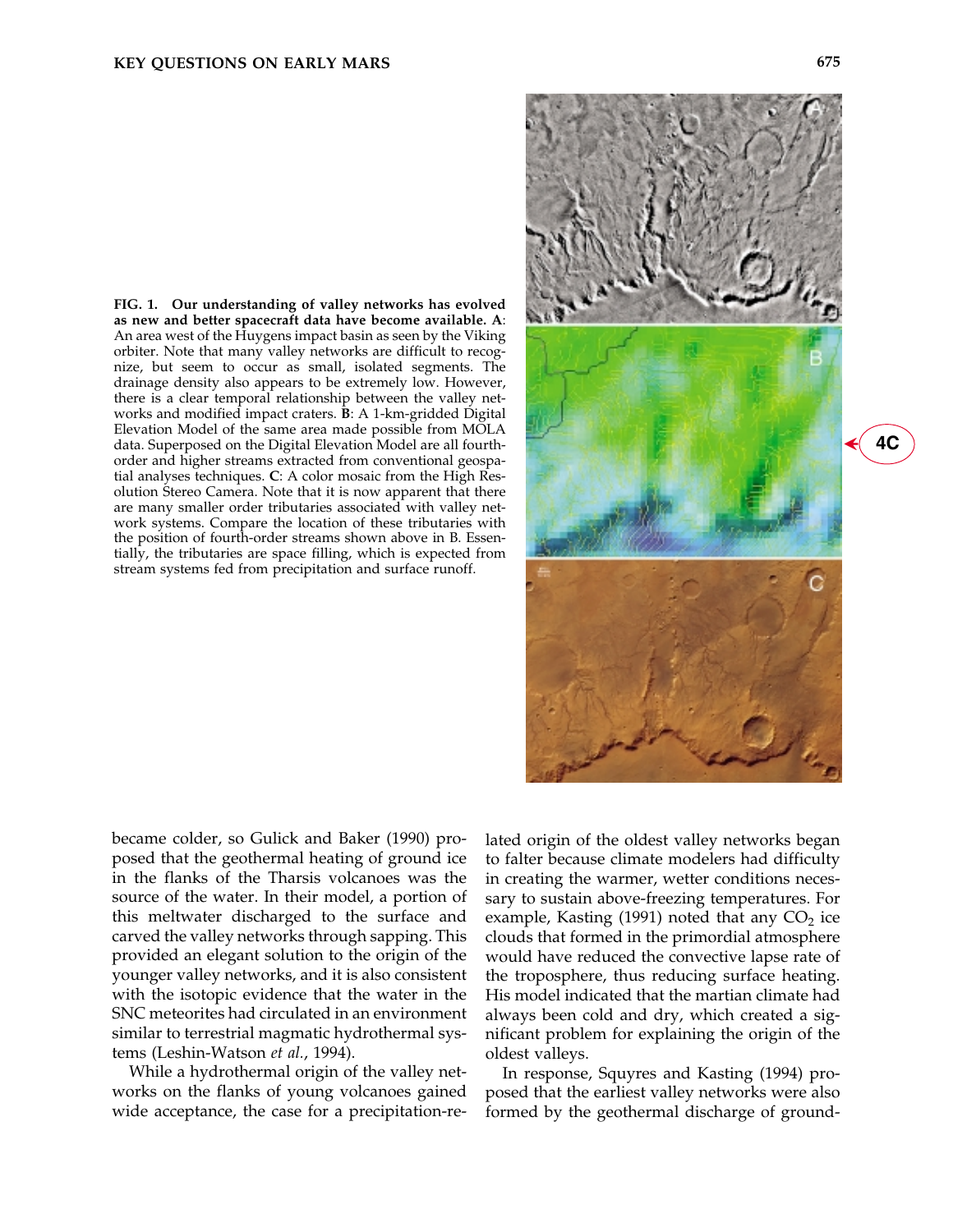**FIG. 1. Our understanding of valley networks has evolved as new and better spacecraft data have become available. A**: An area west of the Huygens impact basin as seen by the Viking orbiter. Note that many valley networks are difficult to recognize, but seem to occur as small, isolated segments. The drainage density also appears to be extremely low. However, there is a clear temporal relationship between the valley networks and modified impact craters. **B**: A 1-km-gridded Digital Elevation Model of the same area made possible from MOLA data. Superposed on the Digital Elevation Model are all fourth-order and higher streams extracted from conventional geospatial analyses techniques. **C**: A color mosaic from the High Resolution Stereo Camera. Note that it is now apparent that there are many smaller order tributaries associated with valley network systems. Compare the location of these tributaries with the position of fourth-order streams shown above in B. Essentially, the tributaries are space filling, which is expected from stream systems fed from precipitation and surface runoff.

became colder, so Gulick and Baker (1990) proposed that the geothermal heating of ground ice in the flanks of the Tharsis volcanoes was the source of the water. In their model, a portion of this meltwater discharged to the surface and carved the valley networks through sapping. This provided an elegant solution to the origin of the younger valley networks, and it is also consistent with the isotopic evidence that the water in the SNC meteorites had circulated in an environment similar to terrestrial magmatic hydrothermal systems (Leshin-Watson *et al.*, 1994).

While a hydrothermal origin of the valley networks on the flanks of young volcanoes gained wide acceptance, the case for a precipitation-related origin of the oldest valley networks began to falter because climate modelers had difficulty in creating the warmer, wetter conditions necessary to sustain above-freezing temperatures. For example, Kasting (1991) noted that any $CO_2$ ice clouds that formed in the primordial atmosphere would have reduced the convective lapse rate of the troposphere, thus reducing surface heating. His model indicated that the martian climate had always been cold and dry, which created a significant problem for explaining the origin of the oldest valleys.

In response, Squyres and Kasting (1994) proposed that the earliest valley networks were also formed by the geothermal discharge of ground-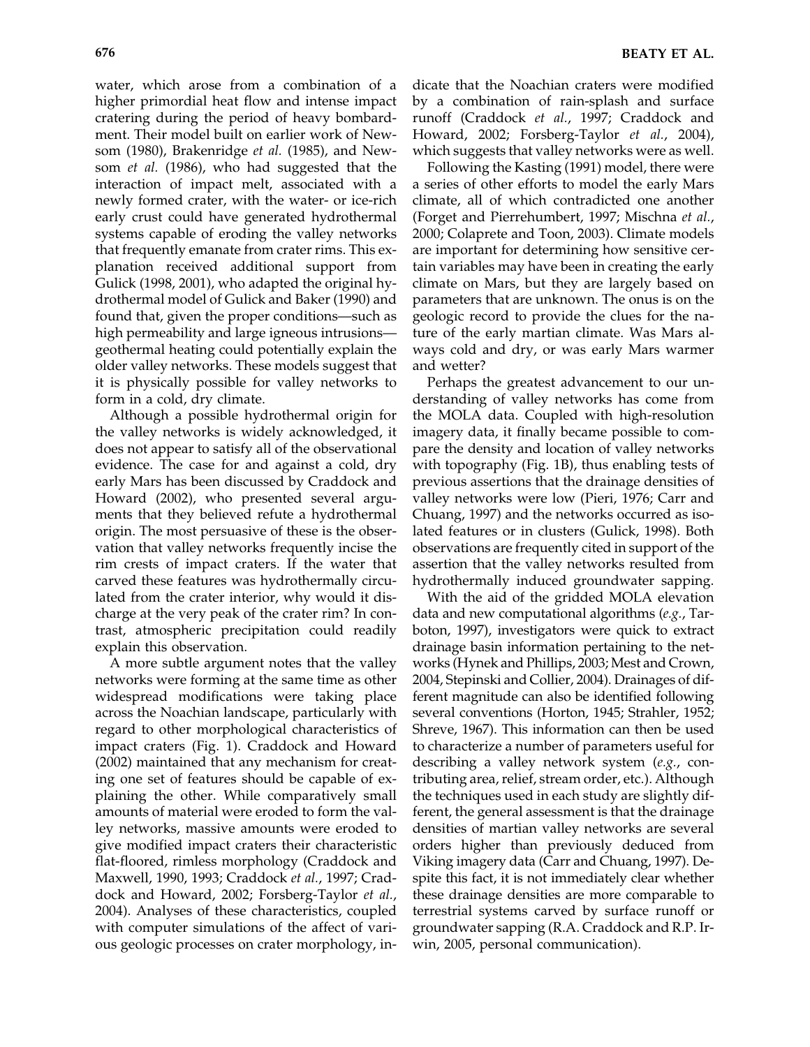water, which arose from a combination of a higher primordial heat flow and intense impact cratering during the period of heavy bombardment. Their model built on earlier work of Newsom (1980), Brakenridge *et al.* (1985), and Newsom *et al.* (1986), who had suggested that the interaction of impact melt, associated with a newly formed crater, with the water- or ice-rich early crust could have generated hydrothermal systems capable of eroding the valley networks that frequently emanate from crater rims. This explanation received additional support from Gulick (1998, 2001), who adapted the original hydrothermal model of Gulick and Baker (1990) and found that, given the proper conditions—such as high permeability and large igneous intrusions—geothermal heating could potentially explain the older valley networks. These models suggest that it is physically possible for valley networks to form in a cold, dry climate.

Although a possible hydrothermal origin for the valley networks is widely acknowledged, it does not appear to satisfy all of the observational evidence. The case for and against a cold, dry early Mars has been discussed by Craddock and Howard (2002), who presented several arguments that they believed refute a hydrothermal origin. The most persuasive of these is the observation that valley networks frequently incise the rim crests of impact craters. If the water that carved these features was hydrothermally circulated from the crater interior, why would it discharge at the very peak of the crater rim? In contrast, atmospheric precipitation could readily explain this observation.

A more subtle argument notes that the valley networks were forming at the same time as other widespread modifications were taking place across the Noachian landscape, particularly with regard to other morphological characteristics of impact craters (Fig. 1). Craddock and Howard (2002) maintained that any mechanism for creating one set of features should be capable of explaining the other. While comparatively small amounts of material were eroded to form the valley networks, massive amounts were eroded to give modified impact craters their characteristic flat-floored, rimless morphology (Craddock and Maxwell, 1990, 1993; Craddock *et al.*, 1997; Craddock and Howard, 2002; Forsberg-Taylor *et al.*, 2004). Analyses of these characteristics, coupled with computer simulations of the affect of various geologic processes on crater morphology, indicate that the Noachian craters were modified by a combination of rain-splash and surface runoff (Craddock *et al.*, 1997; Craddock and Howard, 2002; Forsberg-Taylor *et al.*, 2004), which suggests that valley networks were as well.

Following the Kasting (1991) model, there were a series of other efforts to model the early Mars climate, all of which contradicted one another (Forget and Pierrehumbert, 1997; Mischna *et al.*, 2000; Colaprete and Toon, 2003). Climate models are important for determining how sensitive certain variables may have been in creating the early climate on Mars, but they are largely based on parameters that are unknown. The onus is on the geologic record to provide the clues for the nature of the early martian climate. Was Mars always cold and dry, or was early Mars warmer and wetter?

Perhaps the greatest advancement to our understanding of valley networks has come from the MOLA data. Coupled with high-resolution imagery data, it finally became possible to compare the density and location of valley networks with topography (Fig. 1B), thus enabling tests of previous assertions that the drainage densities of valley networks were low (Pieri, 1976; Carr and Chuang, 1997) and the networks occurred as isolated features or in clusters (Gulick, 1998). Both observations are frequently cited in support of the assertion that the valley networks resulted from hydrothermally induced groundwater sapping.

With the aid of the gridded MOLA elevation data and new computational algorithms (*e.g.*, Tarboton, 1997), investigators were quick to extract drainage basin information pertaining to the networks (Hynek and Phillips, 2003; Mest and Crown, 2004, Stepinski and Collier, 2004). Drainages of different magnitude can also be identified following several conventions (Horton, 1945; Strahler, 1952; Shreve, 1967). This information can then be used to characterize a number of parameters useful for describing a valley network system (*e.g.*, contributing area, relief, stream order, etc.). Although the techniques used in each study are slightly different, the general assessment is that the drainage densities of martian valley networks are several orders higher than previously deduced from Viking imagery data (Carr and Chuang, 1997). Despite this fact, it is not immediately clear whether these drainage densities are more comparable to terrestrial systems carved by surface runoff or groundwater sapping (R.A. Craddock and R.P. Irwin, 2005, personal communication).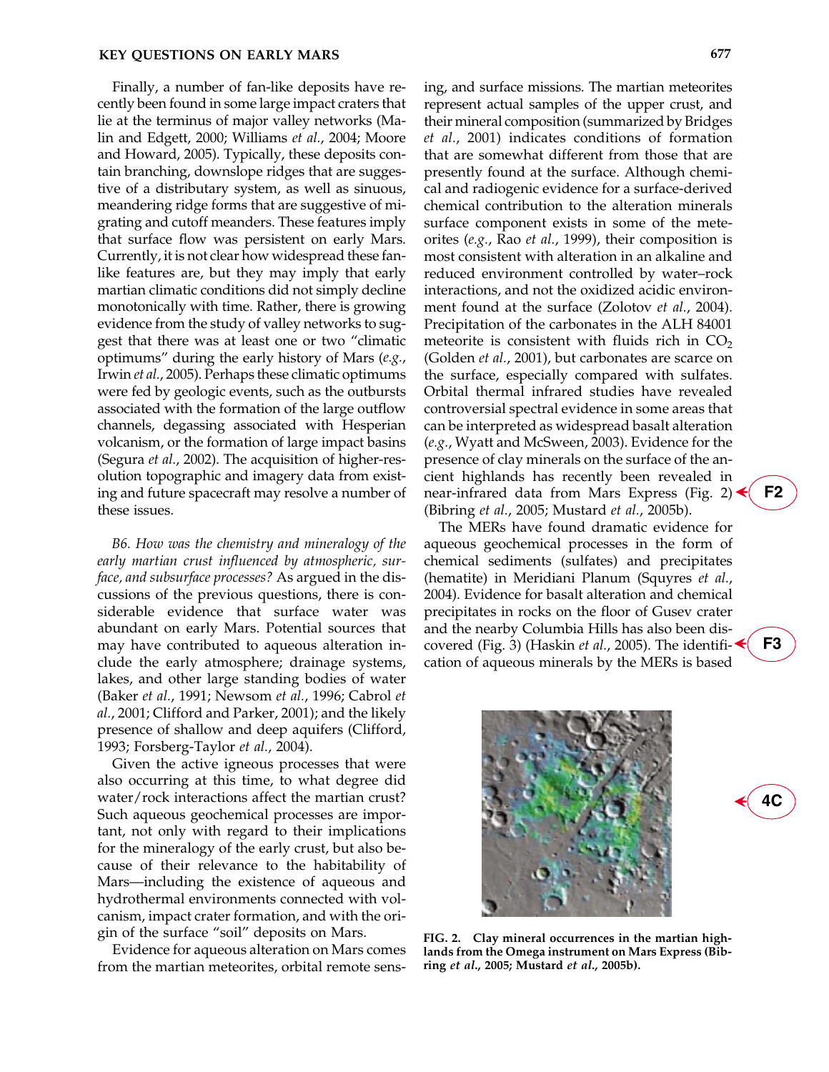Finally, a number of fan-like deposits have recently been found in some large impact craters that lie at the terminus of major valley networks (Malin and Edgett, 2000; Williams *et al.*, 2004; Moore and Howard, 2005). Typically, these deposits contain branching, downslope ridges that are suggestive of a distributary system, as well as sinuous, meandering ridge forms that are suggestive of migrating and cutoff meanders. These features imply that surface flow was persistent on early Mars. Currently, it is not clear how widespread these fan-like features are, but they may imply that early martian climatic conditions did not simply decline monotonically with time. Rather, there is growing evidence from the study of valley networks to suggest that there was at least one or two "climatic optimums" during the early history of Mars (*e.g.*, Irwin *et al.*, 2005). Perhaps these climatic optimums were fed by geologic events, such as the outbursts associated with the formation of the large outflow channels, degassing associated with Hesperian volcanism, or the formation of large impact basins (Segura *et al.*, 2002). The acquisition of higher-resolution topographic and imagery data from existing and future spacecraft may resolve a number of these issues.

*B6. How was the chemistry and mineralogy of the early martian crust influenced by atmospheric, surface, and subsurface processes?* As argued in the discussions of the previous questions, there is considerable evidence that surface water was abundant on early Mars. Potential sources that may have contributed to aqueous alteration include the early atmosphere; drainage systems, lakes, and other large standing bodies of water (Baker *et al.*, 1991; Newsom *et al.*, 1996; Cabrol *et al.*, 2001; Clifford and Parker, 2001); and the likely presence of shallow and deep aquifers (Clifford, 1993; Forsberg-Taylor *et al.*, 2004).

Given the active igneous processes that were also occurring at this time, to what degree did water/rock interactions affect the martian crust? Such aqueous geochemical processes are important, not only with regard to their implications for the mineralogy of the early crust, but also because of their relevance to the habitability of Mars—including the existence of aqueous and hydrothermal environments connected with volcanism, impact crater formation, and with the origin of the surface "soil" deposits on Mars.

Evidence for aqueous alteration on Mars comes from the martian meteorites, orbital remote sensing, and surface missions. The martian meteorites represent actual samples of the upper crust, and their mineral composition (summarized by Bridges *et al.*, 2001) indicates conditions of formation that are somewhat different from those that are presently found at the surface. Although chemical and radiogenic evidence for a surface-derived chemical contribution to the alteration minerals surface component exists in some of the meteorites (*e.g.*, Rao *et al.*, 1999), their composition is most consistent with alteration in an alkaline and reduced environment controlled by water–rock interactions, and not the oxidized acidic environment found at the surface (Zolotov *et al.*, 2004). Precipitation of the carbonates in the ALH 84001 meteorite is consistent with fluids rich in $CO_2$ (Golden *et al.*, 2001), but carbonates are scarce on the surface, especially compared with sulfates. Orbital thermal infrared studies have revealed controversial spectral evidence in some areas that can be interpreted as widespread basalt alteration (*e.g.*, Wyatt and McSween, 2003). Evidence for the presence of clay minerals on the surface of the ancient highlands has recently been revealed in near-infrared data from Mars Express (Fig. 2) (Bibring *et al.*, 2005; Mustard *et al.*, 2005b).

The MERs have found dramatic evidence for aqueous geochemical processes in the form of chemical sediments (sulfates) and precipitates (hematite) in Meridiani Planum (Squyres *et al.*, 2004). Evidence for basalt alteration and chemical precipitates in rocks on the floor of Gusev crater and the nearby Columbia Hills has also been discovered (Fig. 3) (Haskin *et al.*, 2005). The identification of aqueous minerals by the MERs is based

**FIG. 2. Clay mineral occurrences in the martian highlands from the Omega instrument on Mars Express (Bibring *et al.*, 2005; Mustard *et al.*, 2005b).**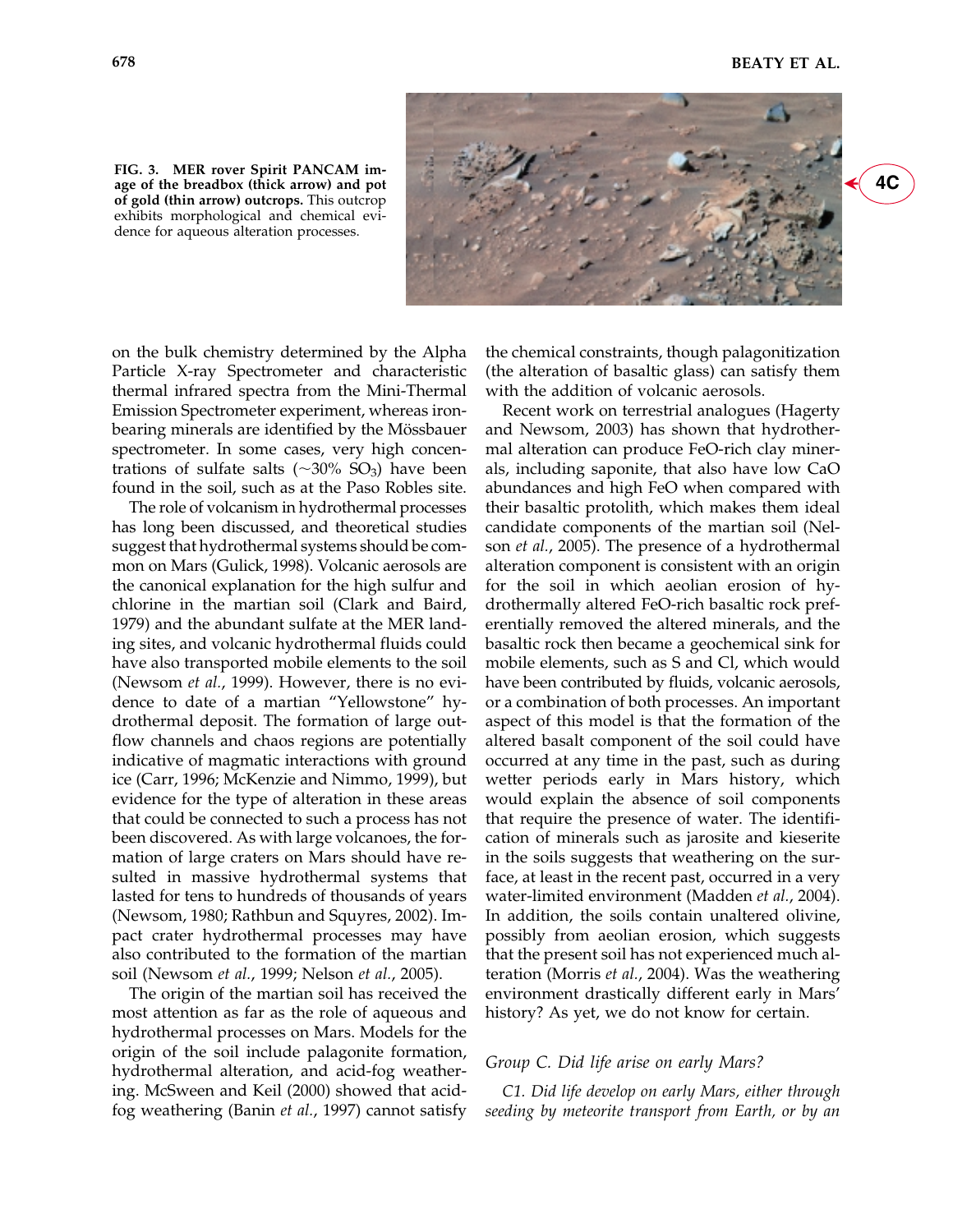**FIG. 3. MER rover Spirit PANCAM image of the breadbox (thick arrow) and pot of gold (thin arrow) outcrops.** This outcrop exhibits morphological and chemical evidence for aqueous alteration processes.

4C

on the bulk chemistry determined by the Alpha Particle X-ray Spectrometer and characteristic thermal infrared spectra from the Mini-Thermal Emission Spectrometer experiment, whereas iron-bearing minerals are identified by the Mössbauer spectrometer. In some cases, very high concentrations of sulfate salts (~30% $SO_3$) have been found in the soil, such as at the Paso Robles site.

The role of volcanism in hydrothermal processes has long been discussed, and theoretical studies suggest that hydrothermal systems should be common on Mars (Gulick, 1998). Volcanic aerosols are the canonical explanation for the high sulfur and chlorine in the martian soil (Clark and Baird, 1979) and the abundant sulfate at the MER landing sites, and volcanic hydrothermal fluids could have also transported mobile elements to the soil (Newsom *et al.*, 1999). However, there is no evidence to date of a martian "Yellowstone" hydrothermal deposit. The formation of large outflow channels and chaos regions are potentially indicative of magmatic interactions with ground ice (Carr, 1996; McKenzie and Nimmo, 1999), but evidence for the type of alteration in these areas that could be connected to such a process has not been discovered. As with large volcanoes, the formation of large craters on Mars should have resulted in massive hydrothermal systems that lasted for tens to hundreds of thousands of years (Newsom, 1980; Rathbun and Squyres, 2002). Impact crater hydrothermal processes may have also contributed to the formation of the martian soil (Newsom *et al.*, 1999; Nelson *et al.*, 2005).

The origin of the martian soil has received the most attention as far as the role of aqueous and hydrothermal processes on Mars. Models for the origin of the soil include palagonite formation, hydrothermal alteration, and acid-fog weathering. McSween and Keil (2000) showed that acid-fog weathering (Banin *et al.*, 1997) cannot satisfy the chemical constraints, though palagonitization (the alteration of basaltic glass) can satisfy them with the addition of volcanic aerosols.

Recent work on terrestrial analogues (Hagerty and Newsom, 2003) has shown that hydrothermal alteration can produce FeO-rich clay minerals, including saponite, that also have low CaO abundances and high FeO when compared with their basaltic protolith, which makes them ideal candidate components of the martian soil (Nelson *et al.*, 2005). The presence of a hydrothermal alteration component is consistent with an origin for the soil in which aeolian erosion of hydrothermally altered FeO-rich basaltic rock preferentially removed the altered minerals, and the basaltic rock then became a geochemical sink for mobile elements, such as S and Cl, which would have been contributed by fluids, volcanic aerosols, or a combination of both processes. An important aspect of this model is that the formation of the altered basalt component of the soil could have occurred at any time in the past, such as during wetter periods early in Mars history, which would explain the absence of soil components that require the presence of water. The identification of minerals such as jarosite and kieserite in the soils suggests that weathering on the surface, at least in the recent past, occurred in a very water-limited environment (Madden *et al.*, 2004). In addition, the soils contain unaltered olivine, possibly from aeolian erosion, which suggests that the present soil has not experienced much alteration (Morris *et al.*, 2004). Was the weathering environment drastically different early in Mars' history? As yet, we do not know for certain.

### *Group C. Did life arise on early Mars?*

*C1. Did life develop on early Mars, either through seeding by meteorite transport from Earth, or by an*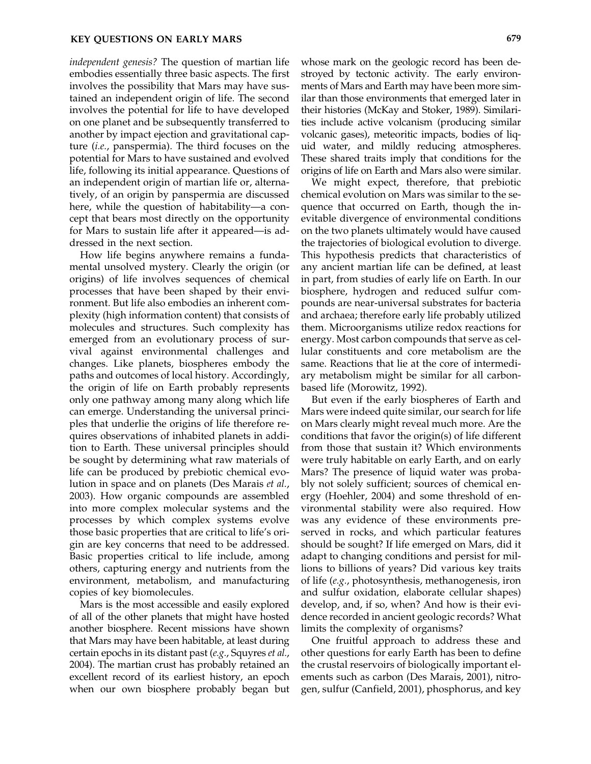*independent genesis?* The question of martian life embodies essentially three basic aspects. The first involves the possibility that Mars may have sustained an independent origin of life. The second involves the potential for life to have developed on one planet and be subsequently transferred to another by impact ejection and gravitational capture (*i.e.*, panspermia). The third focuses on the potential for Mars to have sustained and evolved life, following its initial appearance. Questions of an independent origin of martian life or, alternatively, of an origin by panspermia are discussed here, while the question of habitability—a concept that bears most directly on the opportunity for Mars to sustain life after it appeared—is addressed in the next section.

How life begins anywhere remains a fundamental unsolved mystery. Clearly the origin (or origins) of life involves sequences of chemical processes that have been shaped by their environment. But life also embodies an inherent complexity (high information content) that consists of molecules and structures. Such complexity has emerged from an evolutionary process of survival against environmental challenges and changes. Like planets, biospheres embody the paths and outcomes of local history. Accordingly, the origin of life on Earth probably represents only one pathway among many along which life can emerge. Understanding the universal principles that underlie the origins of life therefore requires observations of inhabited planets in addition to Earth. These universal principles should be sought by determining what raw materials of life can be produced by prebiotic chemical evolution in space and on planets (Des Marais *et al.*, 2003). How organic compounds are assembled into more complex molecular systems and the processes by which complex systems evolve those basic properties that are critical to life's origin are key concerns that need to be addressed. Basic properties critical to life include, among others, capturing energy and nutrients from the environment, metabolism, and manufacturing copies of key biomolecules.

Mars is the most accessible and easily explored of all of the other planets that might have hosted another biosphere. Recent missions have shown that Mars may have been habitable, at least during certain epochs in its distant past (*e.g.*, Squyres *et al.*, 2004). The martian crust has probably retained an excellent record of its earliest history, an epoch when our own biosphere probably began but whose mark on the geologic record has been destroyed by tectonic activity. The early environments of Mars and Earth may have been more similar than those environments that emerged later in their histories (McKay and Stoker, 1989). Similarities include active volcanism (producing similar volcanic gases), meteoritic impacts, bodies of liquid water, and mildly reducing atmospheres. These shared traits imply that conditions for the origins of life on Earth and Mars also were similar.

We might expect, therefore, that prebiotic chemical evolution on Mars was similar to the sequence that occurred on Earth, though the inevitable divergence of environmental conditions on the two planets ultimately would have caused the trajectories of biological evolution to diverge. This hypothesis predicts that characteristics of any ancient martian life can be defined, at least in part, from studies of early life on Earth. In our biosphere, hydrogen and reduced sulfur compounds are near-universal substrates for bacteria and archaea; therefore early life probably utilized them. Microorganisms utilize redox reactions for energy. Most carbon compounds that serve as cellular constituents and core metabolism are the same. Reactions that lie at the core of intermediary metabolism might be similar for all carbon-based life (Morowitz, 1992).

But even if the early biospheres of Earth and Mars were indeed quite similar, our search for life on Mars clearly might reveal much more. Are the conditions that favor the origin(s) of life different from those that sustain it? Which environments were truly habitable on early Earth, and on early Mars? The presence of liquid water was probably not solely sufficient; sources of chemical energy (Hoehler, 2004) and some threshold of environmental stability were also required. How was any evidence of these environments preserved in rocks, and which particular features should be sought? If life emerged on Mars, did it adapt to changing conditions and persist for millions to billions of years? Did various key traits of life (*e.g.*, photosynthesis, methanogenesis, iron and sulfur oxidation, elaborate cellular shapes) develop, and, if so, when? And how is their evidence recorded in ancient geologic records? What limits the complexity of organisms?

One fruitful approach to address these and other questions for early Earth has been to define the crustal reservoirs of biologically important elements such as carbon (Des Marais, 2001), nitrogen, sulfur (Canfield, 2001), phosphorus, and key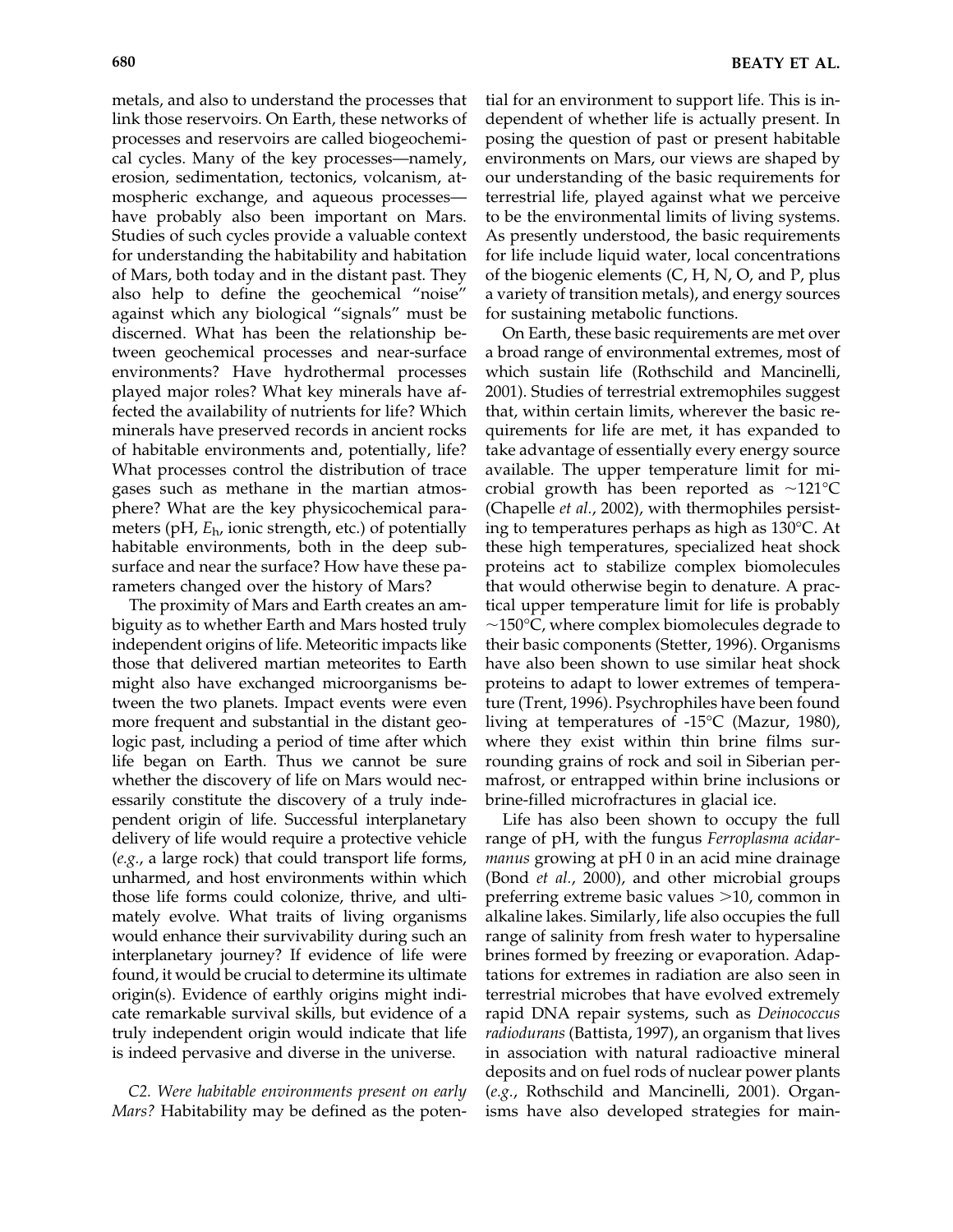metals, and also to understand the processes that link those reservoirs. On Earth, these networks of processes and reservoirs are called biogeochemical cycles. Many of the key processes—namely, erosion, sedimentation, tectonics, volcanism, atmospheric exchange, and aqueous processes—have probably also been important on Mars. Studies of such cycles provide a valuable context for understanding the habitability and habitation of Mars, both today and in the distant past. They also help to define the geochemical "noise" against which any biological "signals" must be discerned. What has been the relationship between geochemical processes and near-surface environments? Have hydrothermal processes played major roles? What key minerals have affected the availability of nutrients for life? Which minerals have preserved records in ancient rocks of habitable environments and, potentially, life? What processes control the distribution of trace gases such as methane in the martian atmosphere? What are the key physicochemical parameters (pH, $E_h$, ionic strength, etc.) of potentially habitable environments, both in the deep subsurface and near the surface? How have these parameters changed over the history of Mars?

The proximity of Mars and Earth creates an ambiguity as to whether Earth and Mars hosted truly independent origins of life. Meteoritic impacts like those that delivered martian meteorites to Earth might also have exchanged microorganisms between the two planets. Impact events were even more frequent and substantial in the distant geologic past, including a period of time after which life began on Earth. Thus we cannot be sure whether the discovery of life on Mars would necessarily constitute the discovery of a truly independent origin of life. Successful interplanetary delivery of life would require a protective vehicle (*e.g.*, a large rock) that could transport life forms, unharmed, and host environments within which those life forms could colonize, thrive, and ultimately evolve. What traits of living organisms would enhance their survivability during such an interplanetary journey? If evidence of life were found, it would be crucial to determine its ultimate origin(s). Evidence of earthly origins might indicate remarkable survival skills, but evidence of a truly independent origin would indicate that life is indeed pervasive and diverse in the universe.

*C2. Were habitable environments present on early Mars?* Habitability may be defined as the potential for an environment to support life. This is independent of whether life is actually present. In posing the question of past or present habitable environments on Mars, our views are shaped by our understanding of the basic requirements for terrestrial life, played against what we perceive to be the environmental limits of living systems. As presently understood, the basic requirements for life include liquid water, local concentrations of the biogenic elements (C, H, N, O, and P, plus a variety of transition metals), and energy sources for sustaining metabolic functions.

On Earth, these basic requirements are met over a broad range of environmental extremes, most of which sustain life (Rothschild and Mancinelli, 2001). Studies of terrestrial extremophiles suggest that, within certain limits, wherever the basic requirements for life are met, it has expanded to take advantage of essentially every energy source available. The upper temperature limit for microbial growth has been reported as ~121°C (Chapelle *et al.*, 2002), with thermophiles persisting to temperatures perhaps as high as 130°C. At these high temperatures, specialized heat shock proteins act to stabilize complex biomolecules that would otherwise begin to denature. A practical upper temperature limit for life is probably ~150°C, where complex biomolecules degrade to their basic components (Stetter, 1996). Organisms have also been shown to use similar heat shock proteins to adapt to lower extremes of temperature (Trent, 1996). Psychrophiles have been found living at temperatures of -15°C (Mazur, 1980), where they exist within thin brine films surrounding grains of rock and soil in Siberian permafrost, or entrapped within brine inclusions or brine-filled microfractures in glacial ice.

Life has also been shown to occupy the full range of pH, with the fungus *Ferroplasma acidarmanus* growing at pH 0 in an acid mine drainage (Bond *et al.*, 2000), and other microbial groups preferring extreme basic values >10, common in alkaline lakes. Similarly, life also occupies the full range of salinity from fresh water to hypersaline brines formed by freezing or evaporation. Adaptations for extremes in radiation are also seen in terrestrial microbes that have evolved extremely rapid DNA repair systems, such as *Deinococcus radiodurans* (Battista, 1997), an organism that lives in association with natural radioactive mineral deposits and on fuel rods of nuclear power plants (*e.g.*, Rothschild and Mancinelli, 2001). Organisms have also developed strategies for main-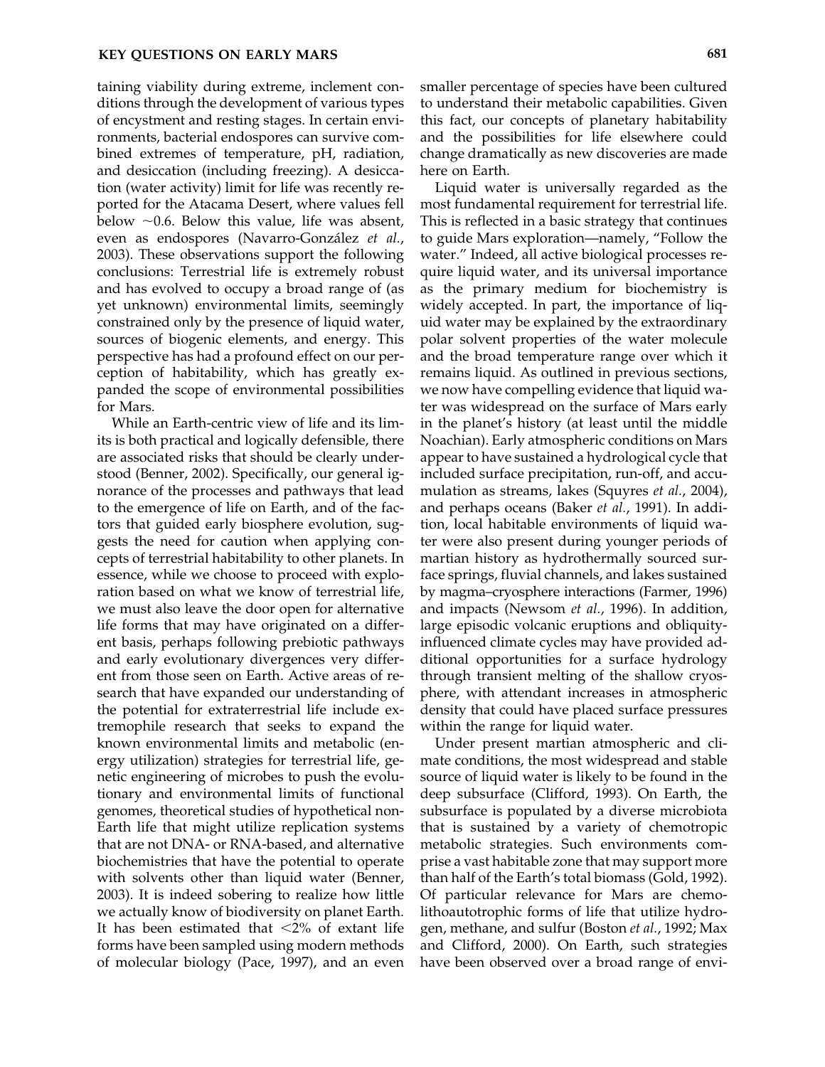taining viability during extreme, inclement conditions through the development of various types of encystment and resting stages. In certain environments, bacterial endospores can survive combined extremes of temperature, pH, radiation, and desiccation (including freezing). A desiccation (water activity) limit for life was recently reported for the Atacama Desert, where values fell below ~0.6. Below this value, life was absent, even as endospores (Navarro-González *et al.*, 2003). These observations support the following conclusions: Terrestrial life is extremely robust and has evolved to occupy a broad range of (as yet unknown) environmental limits, seemingly constrained only by the presence of liquid water, sources of biogenic elements, and energy. This perspective has had a profound effect on our perception of habitability, which has greatly expanded the scope of environmental possibilities for Mars.

While an Earth-centric view of life and its limits is both practical and logically defensible, there are associated risks that should be clearly understood (Benner, 2002). Specifically, our general ignorance of the processes and pathways that lead to the emergence of life on Earth, and of the factors that guided early biosphere evolution, suggests the need for caution when applying concepts of terrestrial habitability to other planets. In essence, while we choose to proceed with exploration based on what we know of terrestrial life, we must also leave the door open for alternative life forms that may have originated on a different basis, perhaps following prebiotic pathways and early evolutionary divergences very different from those seen on Earth. Active areas of research that have expanded our understanding of the potential for extraterrestrial life include extremophile research that seeks to expand the known environmental limits and metabolic (energy utilization) strategies for terrestrial life, genetic engineering of microbes to push the evolutionary and environmental limits of functional genomes, theoretical studies of hypothetical non-Earth life that might utilize replication systems that are not DNA- or RNA-based, and alternative biochemistries that have the potential to operate with solvents other than liquid water (Benner, 2003). It is indeed sobering to realize how little we actually know of biodiversity on planet Earth. It has been estimated that <2% of extant life forms have been sampled using modern methods of molecular biology (Pace, 1997), and an even smaller percentage of species have been cultured to understand their metabolic capabilities. Given this fact, our concepts of planetary habitability and the possibilities for life elsewhere could change dramatically as new discoveries are made here on Earth.

Liquid water is universally regarded as the most fundamental requirement for terrestrial life. This is reflected in a basic strategy that continues to guide Mars exploration—namely, "Follow the water." Indeed, all active biological processes require liquid water, and its universal importance as the primary medium for biochemistry is widely accepted. In part, the importance of liquid water may be explained by the extraordinary polar solvent properties of the water molecule and the broad temperature range over which it remains liquid. As outlined in previous sections, we now have compelling evidence that liquid water was widespread on the surface of Mars early in the planet's history (at least until the middle Noachian). Early atmospheric conditions on Mars appear to have sustained a hydrological cycle that included surface precipitation, run-off, and accumulation as streams, lakes (Squyres *et al.*, 2004), and perhaps oceans (Baker *et al.*, 1991). In addition, local habitable environments of liquid water were also present during younger periods of martian history as hydrothermally sourced surface springs, fluvial channels, and lakes sustained by magma–cryosphere interactions (Farmer, 1996) and impacts (Newsom *et al.*, 1996). In addition, large episodic volcanic eruptions and obliquity-influenced climate cycles may have provided additional opportunities for a surface hydrology through transient melting of the shallow cryosphere, with attendant increases in atmospheric density that could have placed surface pressures within the range for liquid water.

Under present martian atmospheric and climate conditions, the most widespread and stable source of liquid water is likely to be found in the deep subsurface (Clifford, 1993). On Earth, the subsurface is populated by a diverse microbiota that is sustained by a variety of chemotropic metabolic strategies. Such environments comprise a vast habitable zone that may support more than half of the Earth's total biomass (Gold, 1992). Of particular relevance for Mars are chemolithoautotrophic forms of life that utilize hydrogen, methane, and sulfur (Boston *et al.*, 1992; Max and Clifford, 2000). On Earth, such strategies have been observed over a broad range of envi-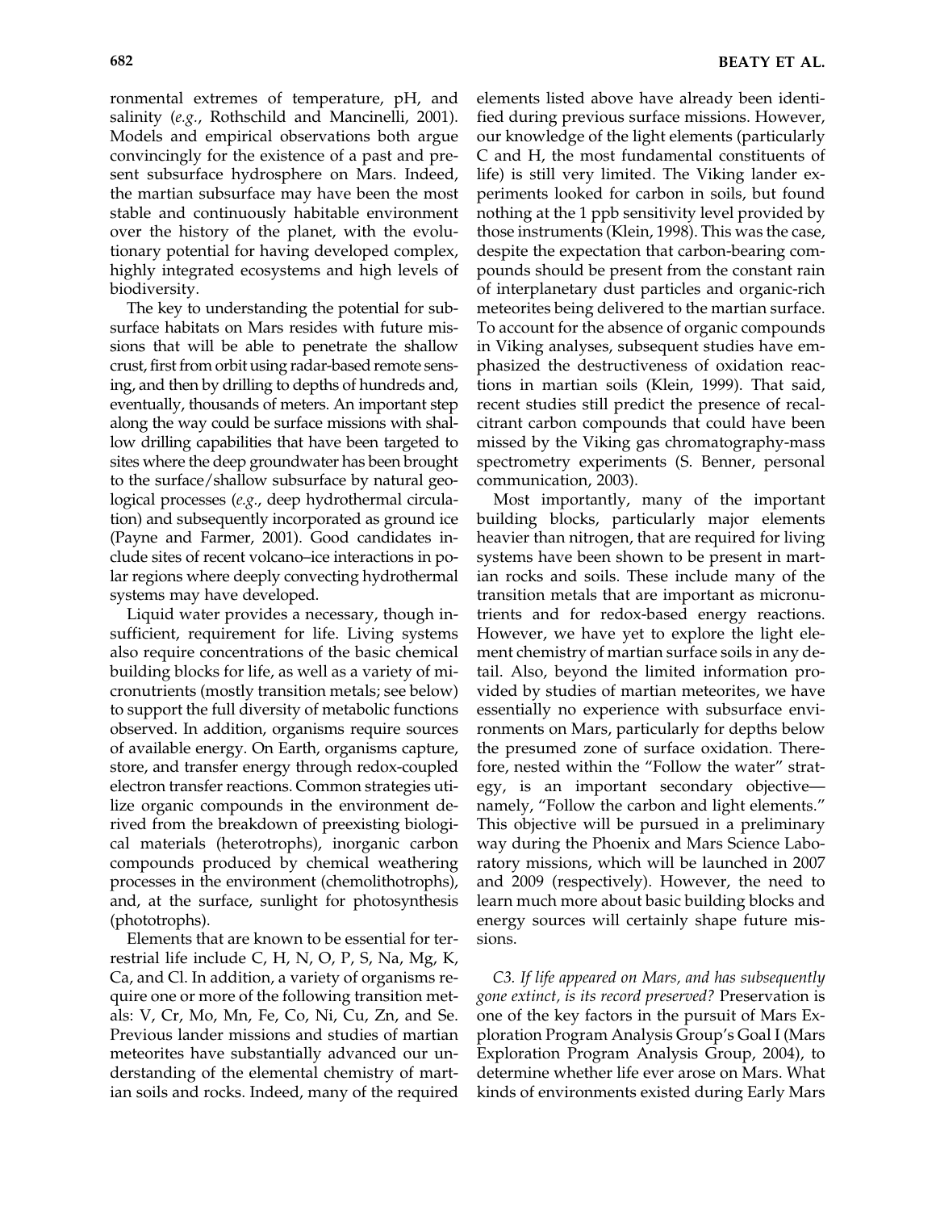ronmental extremes of temperature, pH, and salinity (*e.g.*, Rothschild and Mancinelli, 2001). Models and empirical observations both argue convincingly for the existence of a past and present subsurface hydrosphere on Mars. Indeed, the martian subsurface may have been the most stable and continuously habitable environment over the history of the planet, with the evolutionary potential for having developed complex, highly integrated ecosystems and high levels of biodiversity.

The key to understanding the potential for subsurface habitats on Mars resides with future missions that will be able to penetrate the shallow crust, first from orbit using radar-based remote sensing, and then by drilling to depths of hundreds and, eventually, thousands of meters. An important step along the way could be surface missions with shallow drilling capabilities that have been targeted to sites where the deep groundwater has been brought to the surface/shallow subsurface by natural geological processes (*e.g.*, deep hydrothermal circulation) and subsequently incorporated as ground ice (Payne and Farmer, 2001). Good candidates include sites of recent volcano–ice interactions in polar regions where deeply convecting hydrothermal systems may have developed.

Liquid water provides a necessary, though insufficient, requirement for life. Living systems also require concentrations of the basic chemical building blocks for life, as well as a variety of micronutrients (mostly transition metals; see below) to support the full diversity of metabolic functions observed. In addition, organisms require sources of available energy. On Earth, organisms capture, store, and transfer energy through redox-coupled electron transfer reactions. Common strategies utilize organic compounds in the environment derived from the breakdown of preexisting biological materials (heterotrophs), inorganic carbon compounds produced by chemical weathering processes in the environment (chemolithotrophs), and, at the surface, sunlight for photosynthesis (phototrophs).

Elements that are known to be essential for terrestrial life include C, H, N, O, P, S, Na, Mg, K, Ca, and Cl. In addition, a variety of organisms require one or more of the following transition metals: V, Cr, Mo, Mn, Fe, Co, Ni, Cu, Zn, and Se. Previous lander missions and studies of martian meteorites have substantially advanced our understanding of the elemental chemistry of martian soils and rocks. Indeed, many of the required elements listed above have already been identified during previous surface missions. However, our knowledge of the light elements (particularly C and H, the most fundamental constituents of life) is still very limited. The Viking lander experiments looked for carbon in soils, but found nothing at the 1 ppb sensitivity level provided by those instruments (Klein, 1998). This was the case, despite the expectation that carbon-bearing compounds should be present from the constant rain of interplanetary dust particles and organic-rich meteorites being delivered to the martian surface. To account for the absence of organic compounds in Viking analyses, subsequent studies have emphasized the destructiveness of oxidation reactions in martian soils (Klein, 1999). That said, recent studies still predict the presence of recalcitrant carbon compounds that could have been missed by the Viking gas chromatography-mass spectrometry experiments (S. Benner, personal communication, 2003).

Most importantly, many of the important building blocks, particularly major elements heavier than nitrogen, that are required for living systems have been shown to be present in martian rocks and soils. These include many of the transition metals that are important as micronutrients and for redox-based energy reactions. However, we have yet to explore the light element chemistry of martian surface soils in any detail. Also, beyond the limited information provided by studies of martian meteorites, we have essentially no experience with subsurface environments on Mars, particularly for depths below the presumed zone of surface oxidation. Therefore, nested within the "Follow the water" strategy, is an important secondary objective—namely, "Follow the carbon and light elements." This objective will be pursued in a preliminary way during the Phoenix and Mars Science Laboratory missions, which will be launched in 2007 and 2009 (respectively). However, the need to learn much more about basic building blocks and energy sources will certainly shape future missions.

*C3. If life appeared on Mars, and has subsequently gone extinct, is its record preserved?* Preservation is one of the key factors in the pursuit of Mars Exploration Program Analysis Group's Goal I (Mars Exploration Program Analysis Group, 2004), to determine whether life ever arose on Mars. What kinds of environments existed during Early Mars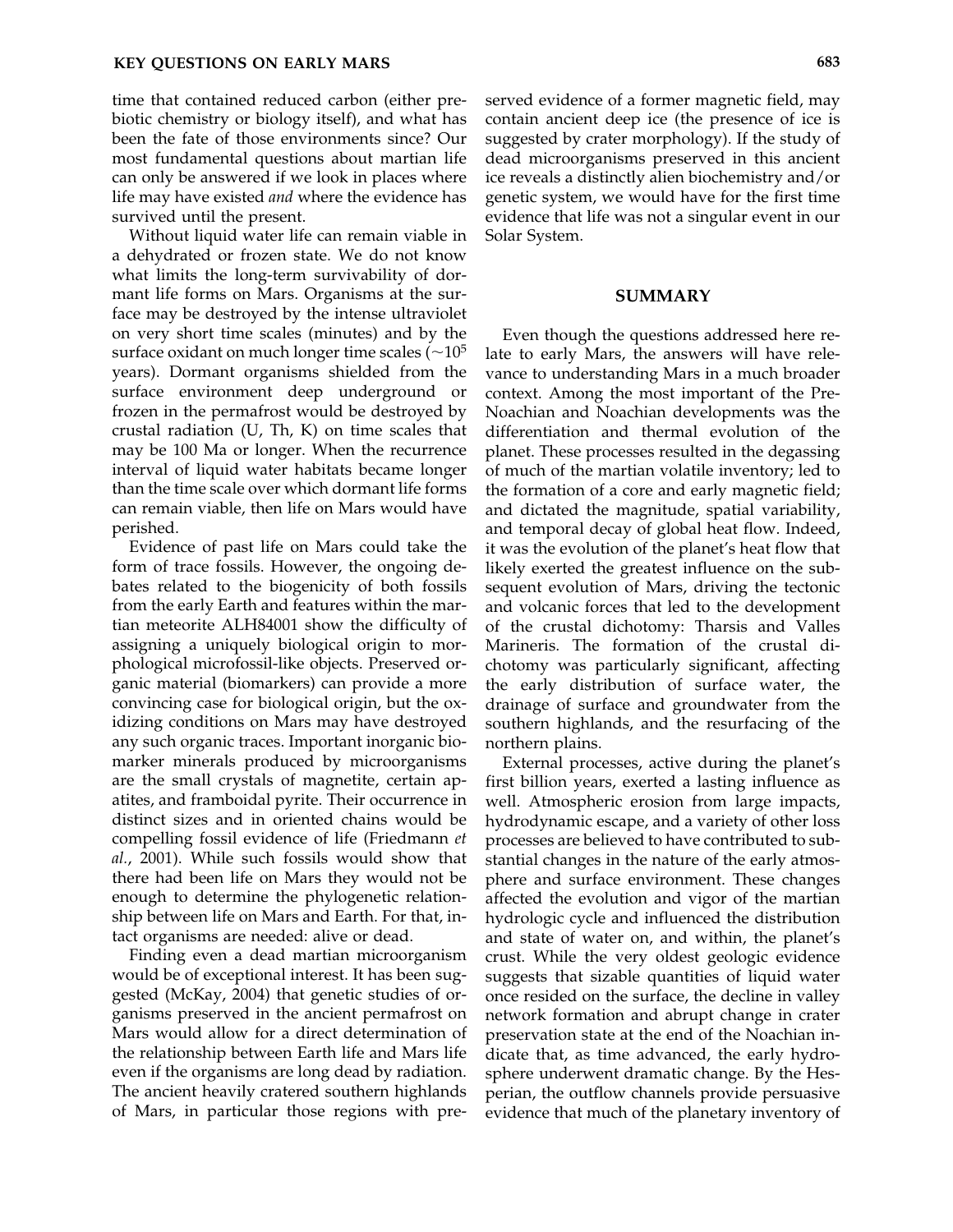time that contained reduced carbon (either prebiotic chemistry or biology itself), and what has been the fate of those environments since? Our most fundamental questions about martian life can only be answered if we look in places where life may have existed *and* where the evidence has survived until the present.

Without liquid water life can remain viable in a dehydrated or frozen state. We do not know what limits the long-term survivability of dormant life forms on Mars. Organisms at the surface may be destroyed by the intense ultraviolet on very short time scales (minutes) and by the surface oxidant on much longer time scales ($\sim 10^5$ years). Dormant organisms shielded from the surface environment deep underground or frozen in the permafrost would be destroyed by crustal radiation (U, Th, K) on time scales that may be 100 Ma or longer. When the recurrence interval of liquid water habitats became longer than the time scale over which dormant life forms can remain viable, then life on Mars would have perished.

Evidence of past life on Mars could take the form of trace fossils. However, the ongoing debates related to the biogenicity of both fossils from the early Earth and features within the martian meteorite ALH84001 show the difficulty of assigning a uniquely biological origin to morphological microfossil-like objects. Preserved organic material (biomarkers) can provide a more convincing case for biological origin, but the oxidizing conditions on Mars may have destroyed any such organic traces. Important inorganic biomarker minerals produced by microorganisms are the small crystals of magnetite, certain apatites, and framboidal pyrite. Their occurrence in distinct sizes and in oriented chains would be compelling fossil evidence of life (Friedmann *et al.*, 2001). While such fossils would show that there had been life on Mars they would not be enough to determine the phylogenetic relationship between life on Mars and Earth. For that, intact organisms are needed: alive or dead.

Finding even a dead martian microorganism would be of exceptional interest. It has been suggested (McKay, 2004) that genetic studies of organisms preserved in the ancient permafrost on Mars would allow for a direct determination of the relationship between Earth life and Mars life even if the organisms are long dead by radiation. The ancient heavily cratered southern highlands of Mars, in particular those regions with preserved evidence of a former magnetic field, may contain ancient deep ice (the presence of ice is suggested by crater morphology). If the study of dead microorganisms preserved in this ancient ice reveals a distinctly alien biochemistry and/or genetic system, we would have for the first time evidence that life was not a singular event in our Solar System.

## SUMMARY

Even though the questions addressed here relate to early Mars, the answers will have relevance to understanding Mars in a much broader context. Among the most important of the Pre-Noachian and Noachian developments was the differentiation and thermal evolution of the planet. These processes resulted in the degassing of much of the martian volatile inventory; led to the formation of a core and early magnetic field; and dictated the magnitude, spatial variability, and temporal decay of global heat flow. Indeed, it was the evolution of the planet's heat flow that likely exerted the greatest influence on the subsequent evolution of Mars, driving the tectonic and volcanic forces that led to the development of the crustal dichotomy: Tharsis and Valles Marineris. The formation of the crustal dichotomy was particularly significant, affecting the early distribution of surface water, the drainage of surface and groundwater from the southern highlands, and the resurfacing of the northern plains.

External processes, active during the planet's first billion years, exerted a lasting influence as well. Atmospheric erosion from large impacts, hydrodynamic escape, and a variety of other loss processes are believed to have contributed to substantial changes in the nature of the early atmosphere and surface environment. These changes affected the evolution and vigor of the martian hydrologic cycle and influenced the distribution and state of water on, and within, the planet's crust. While the very oldest geologic evidence suggests that sizable quantities of liquid water once resided on the surface, the decline in valley network formation and abrupt change in crater preservation state at the end of the Noachian indicate that, as time advanced, the early hydrosphere underwent dramatic change. By the Hesperian, the outflow channels provide persuasive evidence that much of the planetary inventory of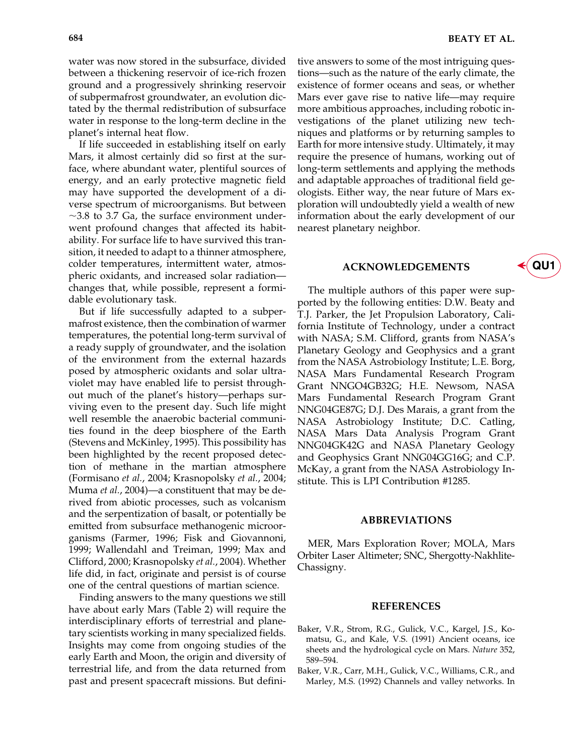water was now stored in the subsurface, divided between a thickening reservoir of ice-rich frozen ground and a progressively shrinking reservoir of subpermafrost groundwater, an evolution dictated by the thermal redistribution of subsurface water in response to the long-term decline in the planet's internal heat flow.

If life succeeded in establishing itself on early Mars, it almost certainly did so first at the surface, where abundant water, plentiful sources of energy, and an early protective magnetic field may have supported the development of a diverse spectrum of microorganisms. But between ~3.8 to 3.7 Ga, the surface environment underwent profound changes that affected its habitability. For surface life to have survived this transition, it needed to adapt to a thinner atmosphere, colder temperatures, intermittent water, atmospheric oxidants, and increased solar radiation—changes that, while possible, represent a formidable evolutionary task.

But if life successfully adapted to a subpermafrost existence, then the combination of warmer temperatures, the potential long-term survival of a ready supply of groundwater, and the isolation of the environment from the external hazards posed by atmospheric oxidants and solar ultraviolet may have enabled life to persist throughout much of the planet's history—perhaps surviving even to the present day. Such life might well resemble the anaerobic bacterial communities found in the deep biosphere of the Earth (Stevens and McKinley, 1995). This possibility has been highlighted by the recent proposed detection of methane in the martian atmosphere (Formisano *et al.*, 2004; Krasnopolsky *et al.*, 2004; Muma *et al.*, 2004)—a constituent that may be derived from abiotic processes, such as volcanism and the serpentization of basalt, or potentially be emitted from subsurface methanogenic microorganisms (Farmer, 1996; Fisk and Giovannoni, 1999; Wallendahl and Treiman, 1999; Max and Clifford, 2000; Krasnopolsky *et al.*, 2004). Whether life did, in fact, originate and persist is of course one of the central questions of martian science.

Finding answers to the many questions we still have about early Mars (Table 2) will require the interdisciplinary efforts of terrestrial and planetary scientists working in many specialized fields. Insights may come from ongoing studies of the early Earth and Moon, the origin and diversity of terrestrial life, and from the data returned from past and present spacecraft missions. But definitive answers to some of the most intriguing questions—such as the nature of the early climate, the existence of former oceans and seas, or whether Mars ever gave rise to native life—may require more ambitious approaches, including robotic investigations of the planet utilizing new techniques and platforms or by returning samples to Earth for more intensive study. Ultimately, it may require the presence of humans, working out of long-term settlements and applying the methods and adaptable approaches of traditional field geologists. Either way, the near future of Mars exploration will undoubtedly yield a wealth of new information about the early development of our nearest planetary neighbor.

## ACKNOWLEDGEMENTS

The multiple authors of this paper were supported by the following entities: D.W. Beaty and T.J. Parker, the Jet Propulsion Laboratory, California Institute of Technology, under a contract with NASA; S.M. Clifford, grants from NASA's Planetary Geology and Geophysics and a grant from the NASA Astrobiology Institute; L.E. Borg, NASA Mars Fundamental Research Program Grant NNGO4GB32G; H.E. Newsom, NASA Mars Fundamental Research Program Grant NNG04GE87G; D.J. Des Marais, a grant from the NASA Astrobiology Institute; D.C. Catling, NASA Mars Data Analysis Program Grant NNG04GK42G and NASA Planetary Geology and Geophysics Grant NNG04GG16G; and C.P. McKay, a grant from the NASA Astrobiology Institute. This is LPI Contribution #1285.

## ABBREVIATIONS

MER, Mars Exploration Rover; MOLA, Mars Orbiter Laser Altimeter; SNC, Shergotty-Nakhlite-Chassigny.

## REFERENCES

Baker, V.R., Strom, R.G., Gulick, V.C., Kargel, J.S., Komatsu, G., and Kale, V.S. (1991) Ancient oceans, ice sheets and the hydrological cycle on Mars. *Nature* 352, 589–594.

Baker, V.R., Carr, M.H., Gulick, V.C., Williams, C.R., and Marley, M.S. (1992) Channels and valley networks. In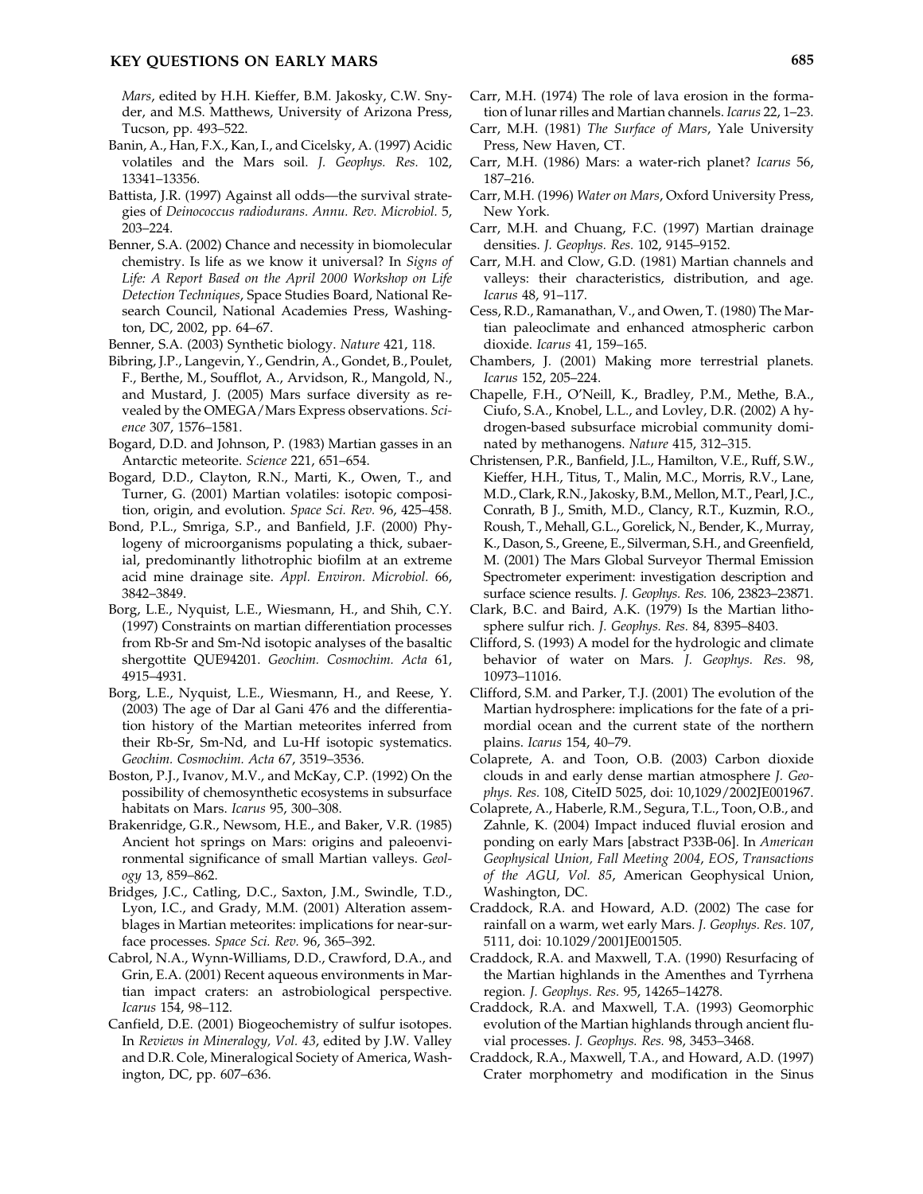*Mars*, edited by H.H. Kieffer, B.M. Jakosky, C.W. Snyder, and M.S. Matthews, University of Arizona Press, Tucson, pp. 493–522.

Banin, A., Han, F.X., Kan, I., and Cicelsky, A. (1997) Acidic volatiles and the Mars soil. *J. Geophys. Res.* 102, 13341–13356.

Battista, J.R. (1997) Against all odds—the survival strategies of *Deinococcus radiodurans. Annu. Rev. Microbiol.* 5, 203–224.

Benner, S.A. (2002) Chance and necessity in biomolecular chemistry. Is life as we know it universal? In *Signs of Life: A Report Based on the April 2000 Workshop on Life Detection Techniques*, Space Studies Board, National Research Council, National Academies Press, Washington, DC, 2002, pp. 64–67.

Benner, S.A. (2003) Synthetic biology. *Nature* 421, 118.

Bibring, J.P., Langevin, Y., Gendrin, A., Gondet, B., Poulet, F., Berthe, M., Soufflot, A., Arvidson, R., Mangold, N., and Mustard, J. (2005) Mars surface diversity as revealed by the OMEGA/Mars Express observations. *Science* 307, 1576–1581.

Bogard, D.D. and Johnson, P. (1983) Martian gasses in an Antarctic meteorite. *Science* 221, 651–654.

Bogard, D.D., Clayton, R.N., Marti, K., Owen, T., and Turner, G. (2001) Martian volatiles: isotopic composition, origin, and evolution. *Space Sci. Rev.* 96, 425–458.

Bond, P.L., Smriga, S.P., and Banfield, J.F. (2000) Phylogeny of microorganisms populating a thick, subaerial, predominantly lithotrophic biofilm at an extreme acid mine drainage site. *Appl. Environ. Microbiol.* 66, 3842–3849.

Borg, L.E., Nyquist, L.E., Wiesmann, H., and Shih, C.Y. (1997) Constraints on martian differentiation processes from Rb-Sr and Sm-Nd isotopic analyses of the basaltic shergottite QUE94201. *Geochim. Cosmochim. Acta* 61, 4915–4931.

Borg, L.E., Nyquist, L.E., Wiesmann, H., and Reese, Y. (2003) The age of Dar al Gani 476 and the differentiation history of the Martian meteorites inferred from their Rb-Sr, Sm-Nd, and Lu-Hf isotopic systematics. *Geochim. Cosmochim. Acta* 67, 3519–3536.

Boston, P.J., Ivanov, M.V., and McKay, C.P. (1992) On the possibility of chemosynthetic ecosystems in subsurface habitats on Mars. *Icarus* 95, 300–308.

Brakenridge, G.R., Newsom, H.E., and Baker, V.R. (1985) Ancient hot springs on Mars: origins and paleoenvironmental significance of small Martian valleys. *Geology* 13, 859–862.

Bridges, J.C., Catling, D.C., Saxton, J.M., Swindle, T.D., Lyon, I.C., and Grady, M.M. (2001) Alteration assemblages in Martian meteorites: implications for near-surface processes. *Space Sci. Rev.* 96, 365–392.

Cabrol, N.A., Wynn-Williams, D.D., Crawford, D.A., and Grin, E.A. (2001) Recent aqueous environments in Martian impact craters: an astrobiological perspective. *Icarus* 154, 98–112.

Canfield, D.E. (2001) Biogeochemistry of sulfur isotopes. In *Reviews in Mineralogy, Vol. 43*, edited by J.W. Valley and D.R. Cole, Mineralogical Society of America, Washington, DC, pp. 607–636.

Carr, M.H. (1974) The role of lava erosion in the formation of lunar rilles and Martian channels. *Icarus* 22, 1–23.

Carr, M.H. (1981) *The Surface of Mars*, Yale University Press, New Haven, CT.

Carr, M.H. (1986) Mars: a water-rich planet? *Icarus* 56, 187–216.

Carr, M.H. (1996) *Water on Mars*, Oxford University Press, New York.

Carr, M.H. and Chuang, F.C. (1997) Martian drainage densities. *J. Geophys. Res.* 102, 9145–9152.

Carr, M.H. and Clow, G.D. (1981) Martian channels and valleys: their characteristics, distribution, and age. *Icarus* 48, 91–117.

Cess, R.D., Ramanathan, V., and Owen, T. (1980) The Martian paleoclimate and enhanced atmospheric carbon dioxide. *Icarus* 41, 159–165.

Chambers, J. (2001) Making more terrestrial planets. *Icarus* 152, 205–224.

Chapelle, F.H., O'Neill, K., Bradley, P.M., Methe, B.A., Ciufo, S.A., Knobel, L.L., and Lovley, D.R. (2002) A hydrogen-based subsurface microbial community dominated by methanogens. *Nature* 415, 312–315.

Christensen, P.R., Banfield, J.L., Hamilton, V.E., Ruff, S.W., Kieffer, H.H., Titus, T., Malin, M.C., Morris, R.V., Lane, M.D., Clark, R.N., Jakosky, B.M., Mellon, M.T., Pearl, J.C., Conrath, B J., Smith, M.D., Clancy, R.T., Kuzmin, R.O., Roush, T., Mehall, G.L., Gorelick, N., Bender, K., Murray, K., Dason, S., Greene, E., Silverman, S.H., and Greenfield, M. (2001) The Mars Global Surveyor Thermal Emission Spectrometer experiment: investigation description and surface science results. *J. Geophys. Res.* 106, 23823–23871.

Clark, B.C. and Baird, A.K. (1979) Is the Martian lithosphere sulfur rich. *J. Geophys. Res.* 84, 8395–8403.

Clifford, S. (1993) A model for the hydrologic and climate behavior of water on Mars. *J. Geophys. Res.* 98, 10973–11016.

Clifford, S.M. and Parker, T.J. (2001) The evolution of the Martian hydrosphere: implications for the fate of a primordial ocean and the current state of the northern plains. *Icarus* 154, 40–79.

Colaprete, A. and Toon, O.B. (2003) Carbon dioxide clouds in and early dense martian atmosphere *J. Geophys. Res.* 108, CiteID 5025, doi: 10,1029/2002JE001967.

Colaprete, A., Haberle, R.M., Segura, T.L., Toon, O.B., and Zahnle, K. (2004) Impact induced fluvial erosion and ponding on early Mars [abstract P33B-06]. In *American Geophysical Union, Fall Meeting 2004*, *EOS*, *Transactions of the AGU, Vol. 85*, American Geophysical Union, Washington, DC.

Craddock, R.A. and Howard, A.D. (2002) The case for rainfall on a warm, wet early Mars. *J. Geophys. Res.* 107, 5111, doi: 10.1029/2001JE001505.

Craddock, R.A. and Maxwell, T.A. (1990) Resurfacing of the Martian highlands in the Amenthes and Tyrrhena region. *J. Geophys. Res.* 95, 14265–14278.

Craddock, R.A. and Maxwell, T.A. (1993) Geomorphic evolution of the Martian highlands through ancient fluvial processes. *J. Geophys. Res.* 98, 3453–3468.

Craddock, R.A., Maxwell, T.A., and Howard, A.D. (1997) Crater morphometry and modification in the Sinus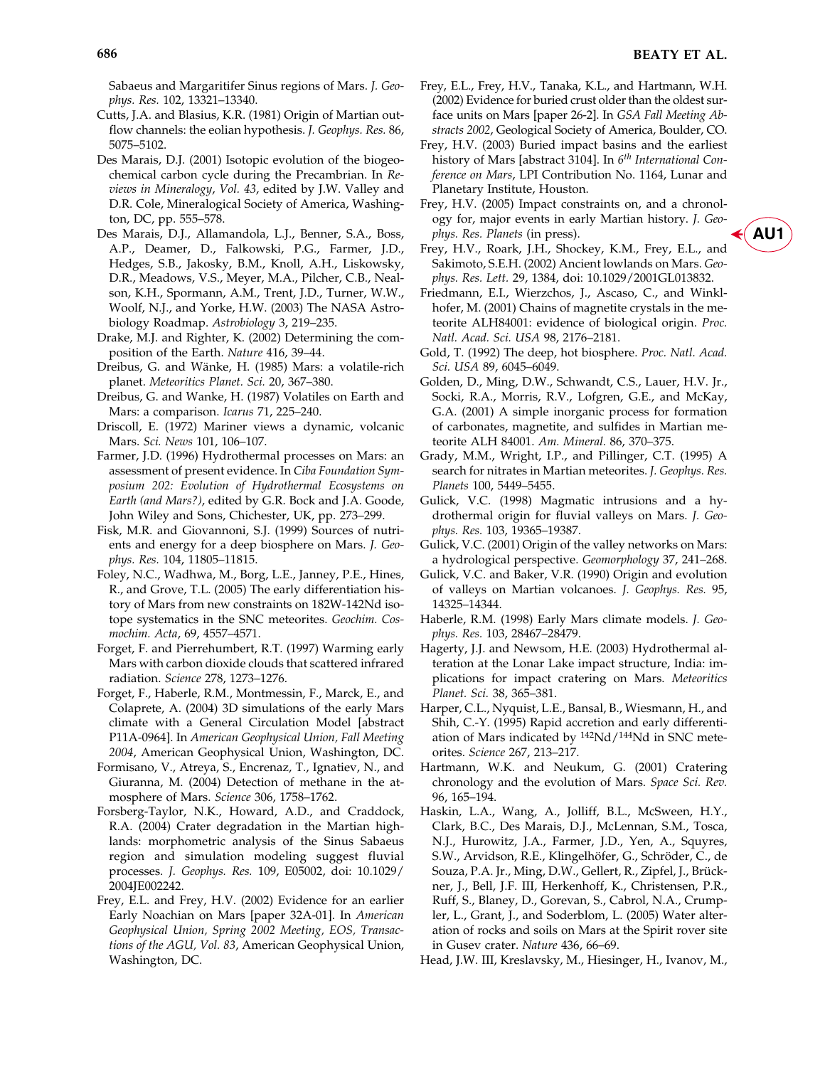Sabaeus and Margaritifer Sinus regions of Mars. *J. Geophys. Res.* 102, 13321–13340.

Cutts, J.A. and Blasius, K.R. (1981) Origin of Martian outflow channels: the eolian hypothesis. *J. Geophys. Res.* 86, 5075–5102.

Des Marais, D.J. (2001) Isotopic evolution of the biogeochemical carbon cycle during the Precambrian. In *Reviews in Mineralogy*, *Vol. 43*, edited by J.W. Valley and D.R. Cole, Mineralogical Society of America, Washington, DC, pp. 555–578.

Des Marais, D.J., Allamandola, L.J., Benner, S.A., Boss, A.P., Deamer, D., Falkowski, P.G., Farmer, J.D., Hedges, S.B., Jakosky, B.M., Knoll, A.H., Liskowsky, D.R., Meadows, V.S., Meyer, M.A., Pilcher, C.B., Nealson, K.H., Spormann, A.M., Trent, J.D., Turner, W.W., Woolf, N.J., and Yorke, H.W. (2003) The NASA Astrobiology Roadmap. *Astrobiology* 3, 219–235.

Drake, M.J. and Righter, K. (2002) Determining the composition of the Earth. *Nature* 416, 39–44.

Dreibus, G. and Wänke, H. (1985) Mars: a volatile-rich planet. *Meteoritics Planet. Sci.* 20, 367–380.

Dreibus, G. and Wanke, H. (1987) Volatiles on Earth and Mars: a comparison. *Icarus* 71, 225–240.

Driscoll, E. (1972) Mariner views a dynamic, volcanic Mars. *Sci. News* 101, 106–107.

Farmer, J.D. (1996) Hydrothermal processes on Mars: an assessment of present evidence. In *Ciba Foundation Symposium 202: Evolution of Hydrothermal Ecosystems on Earth (and Mars?)*, edited by G.R. Bock and J.A. Goode, John Wiley and Sons, Chichester, UK, pp. 273–299.

Fisk, M.R. and Giovannoni, S.J. (1999) Sources of nutrients and energy for a deep biosphere on Mars. *J. Geophys. Res.* 104, 11805–11815.

Foley, N.C., Wadhwa, M., Borg, L.E., Janney, P.E., Hines, R., and Grove, T.L. (2005) The early differentiation history of Mars from new constraints on 182W-142Nd isotope systematics in the SNC meteorites. *Geochim. Cosmochim. Acta*, 69, 4557–4571.

Forget, F. and Pierrehumbert, R.T. (1997) Warming early Mars with carbon dioxide clouds that scattered infrared radiation. *Science* 278, 1273–1276.

Forget, F., Haberle, R.M., Montmessin, F., Marck, E., and Colaprete, A. (2004) 3D simulations of the early Mars climate with a General Circulation Model [abstract P11A-0964]. In *American Geophysical Union, Fall Meeting 2004*, American Geophysical Union, Washington, DC.

Formisano, V., Atreya, S., Encrenaz, T., Ignatiev, N., and Giuranna, M. (2004) Detection of methane in the atmosphere of Mars. *Science* 306, 1758–1762.

Forsberg-Taylor, N.K., Howard, A.D., and Craddock, R.A. (2004) Crater degradation in the Martian highlands: morphometric analysis of the Sinus Sabaeus region and simulation modeling suggest fluvial processes. *J. Geophys. Res.* 109, E05002, doi: 10.1029/2004JE002242.

Frey, E.L. and Frey, H.V. (2002) Evidence for an earlier Early Noachian on Mars [paper 32A-01]. In *American Geophysical Union, Spring 2002 Meeting, EOS, Transactions of the AGU, Vol. 83*, American Geophysical Union, Washington, DC.

Frey, E.L., Frey, H.V., Tanaka, K.L., and Hartmann, W.H. (2002) Evidence for buried crust older than the oldest surface units on Mars [paper 26-2]. In *GSA Fall Meeting Abstracts 2002*, Geological Society of America, Boulder, CO.

Frey, H.V. (2003) Buried impact basins and the earliest history of Mars [abstract 3104]. In *6th International Conference on Mars*, LPI Contribution No. 1164, Lunar and Planetary Institute, Houston.

Frey, H.V. (2005) Impact constraints on, and a chronology for, major events in early Martian history. *J. Geophys. Res. Planets* (in press). AU1

Frey, H.V., Roark, J.H., Shockey, K.M., Frey, E.L., and Sakimoto, S.E.H. (2002) Ancient lowlands on Mars. *Geophys. Res. Lett.* 29, 1384, doi: 10.1029/2001GL013832.

Friedmann, E.I., Wierzchos, J., Ascaso, C., and Winklhofer, M. (2001) Chains of magnetite crystals in the meteorite ALH84001: evidence of biological origin. *Proc. Natl. Acad. Sci. USA* 98, 2176–2181.

Gold, T. (1992) The deep, hot biosphere. *Proc. Natl. Acad. Sci. USA* 89, 6045–6049.

Golden, D., Ming, D.W., Schwandt, C.S., Lauer, H.V. Jr., Socki, R.A., Morris, R.V., Lofgren, G.E., and McKay, G.A. (2001) A simple inorganic process for formation of carbonates, magnetite, and sulfides in Martian meteorite ALH 84001. *Am. Mineral.* 86, 370–375.

Grady, M.M., Wright, I.P., and Pillinger, C.T. (1995) A search for nitrates in Martian meteorites. *J. Geophys. Res. Planets* 100, 5449–5455.

Gulick, V.C. (1998) Magmatic intrusions and a hydrothermal origin for fluvial valleys on Mars. *J. Geophys. Res.* 103, 19365–19387.

Gulick, V.C. (2001) Origin of the valley networks on Mars: a hydrological perspective. *Geomorphology* 37, 241–268.

Gulick, V.C. and Baker, V.R. (1990) Origin and evolution of valleys on Martian volcanoes. *J. Geophys. Res.* 95, 14325–14344.

Haberle, R.M. (1998) Early Mars climate models. *J. Geophys. Res.* 103, 28467–28479.

Hagerty, J.J. and Newsom, H.E. (2003) Hydrothermal alteration at the Lonar Lake impact structure, India: implications for impact cratering on Mars. *Meteoritics Planet. Sci.* 38, 365–381.

Harper, C.L., Nyquist, L.E., Bansal, B., Wiesmann, H., and Shih, C.-Y. (1995) Rapid accretion and early differentiation of Mars indicated by $^{142}Nd/^{144}Nd$ in SNC meteorites. *Science* 267, 213–217.

Hartmann, W.K. and Neukum, G. (2001) Cratering chronology and the evolution of Mars. *Space Sci. Rev.* 96, 165–194.

Haskin, L.A., Wang, A., Jolliff, B.L., McSween, H.Y., Clark, B.C., Des Marais, D.J., McLennan, S.M., Tosca, N.J., Hurowitz, J.A., Farmer, J.D., Yen, A., Squyres, S.W., Arvidson, R.E., Klingelhöfer, G., Schröder, C., de Souza, P.A. Jr., Ming, D.W., Gellert, R., Zipfel, J., Brückner, J., Bell, J.F. III, Herkenhoff, K., Christensen, P.R., Ruff, S., Blaney, D., Gorevan, S., Cabrol, N.A., Crumpler, L., Grant, J., and Soderblom, L. (2005) Water alteration of rocks and soils on Mars at the Spirit rover site in Gusev crater. *Nature* 436, 66–69.

Head, J.W. III, Kreslavsky, M., Hiesinger, H., Ivanov, M.,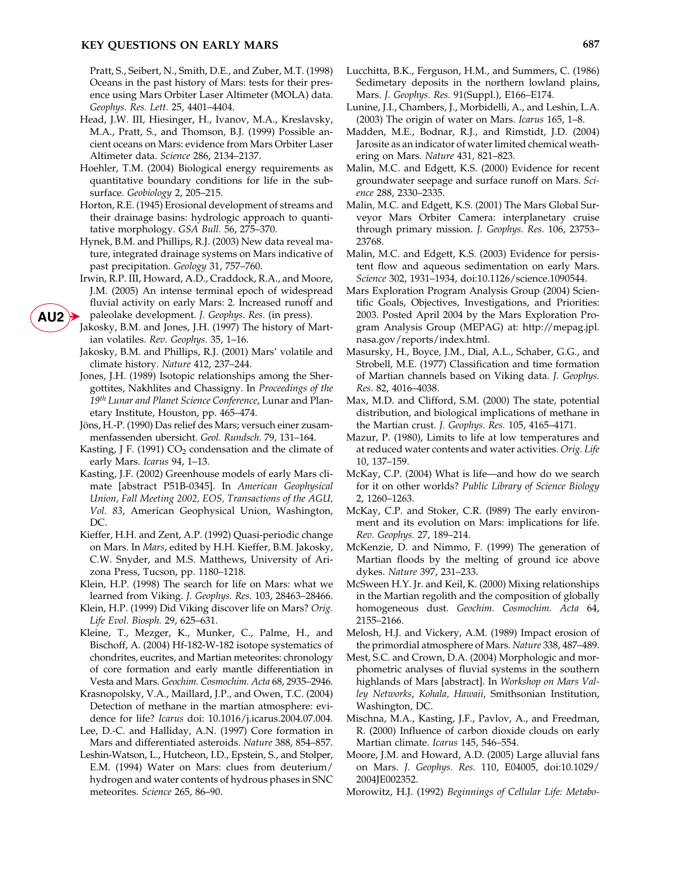Pratt, S., Seibert, N., Smith, D.E., and Zuber, M.T. (1998) Oceans in the past history of Mars: tests for their presence using Mars Orbiter Laser Altimeter (MOLA) data. *Geophys. Res. Lett.* 25, 4401–4404.

Head, J.W. III, Hiesinger, H., Ivanov, M.A., Kreslavsky, M.A., Pratt, S., and Thomson, B.J. (1999) Possible ancient oceans on Mars: evidence from Mars Orbiter Laser Altimeter data. *Science* 286, 2134–2137.

Hoehler, T.M. (2004) Biological energy requirements as quantitative boundary conditions for life in the subsurface. *Geobiology* 2, 205–215.

Horton, R.E. (1945) Erosional development of streams and their drainage basins: hydrologic approach to quantitative morphology. *GSA Bull.* 56, 275–370.

Hynek, B.M. and Phillips, R.J. (2003) New data reveal mature, integrated drainage systems on Mars indicative of past precipitation. *Geology* 31, 757–760.

Irwin, R.P. III, Howard, A.D., Craddock, R.A., and Moore, J.M. (2005) An intense terminal epoch of widespread fluvial activity on early Mars: 2. Increased runoff and paleolake development. *J. Geophys. Res.* (in press).

Jakosky, B.M. and Jones, J.H. (1997) The history of Martian volatiles. *Rev. Geophys.* 35, 1–16.

Jakosky, B.M. and Phillips, R.J. (2001) Mars' volatile and climate history. *Nature* 412, 237–244.

Jones, J.H. (1989) Isotopic relationships among the Shergottites, Nakhlites and Chassigny. In *Proceedings of the 19th Lunar and Planet Science Conference*, Lunar and Planetary Institute, Houston, pp. 465–474.

Jöns, H.-P. (1990) Das relief des Mars; versuch einer zusammenfassenden ubersicht. *Geol. Rundsch.* 79, 131–164.

Kasting, J F. (1991) $CO_2$ condensation and the climate of early Mars. *Icarus* 94, 1–13.

Kasting, J.F. (2002) Greenhouse models of early Mars climate [abstract P51B-0345]. In *American Geophysical Union, Fall Meeting 2002, EOS, Transactions of the AGU, Vol. 83*, American Geophysical Union, Washington, DC.

Kieffer, H.H. and Zent, A.P. (1992) Quasi-periodic change on Mars. In *Mars*, edited by H.H. Kieffer, B.M. Jakosky, C.W. Snyder, and M.S. Matthews, University of Arizona Press, Tucson, pp. 1180–1218.

Klein, H.P. (1998) The search for life on Mars: what we learned from Viking. *J. Geophys. Res.* 103, 28463–28466.

Klein, H.P. (1999) Did Viking discover life on Mars? *Orig. Life Evol. Biosph.* 29, 625–631.

Kleine, T., Mezger, K., Munker, C., Palme, H., and Bischoff, A. (2004) Hf-182-W-182 isotope systematics of chondrites, eucrites, and Martian meteorites: chronology of core formation and early mantle differentiation in Vesta and Mars. *Geochim. Cosmochim. Acta* 68, 2935–2946.

Krasnopolsky, V.A., Maillard, J.P., and Owen, T.C. (2004) Detection of methane in the martian atmosphere: evidence for life? *Icarus* doi: 10.1016/j.icarus.2004.07.004.

Lee, D.-C. and Halliday, A.N. (1997) Core formation in Mars and differentiated asteroids. *Nature* 388, 854–857.

Leshin-Watson, L., Hutcheon, I.D., Epstein, S., and Stolper, E.M. (1994) Water on Mars: clues from deuterium/hydrogen and water contents of hydrous phases in SNC meteorites. *Science* 265, 86–90.

Lucchitta, B.K., Ferguson, H.M., and Summers, C. (1986) Sedimetary deposits in the northern lowland plains, Mars. *J. Geophys. Res.* 91(Suppl.), E166–E174.

Lunine, J.I., Chambers, J., Morbidelli, A., and Leshin, L.A. (2003) The origin of water on Mars. *Icarus* 165, 1–8.

Madden, M.E., Bodnar, R.J., and Rimstidt, J.D. (2004) Jarosite as an indicator of water limited chemical weathering on Mars. *Nature* 431, 821–823.

Malin, M.C. and Edgett, K.S. (2000) Evidence for recent groundwater seepage and surface runoff on Mars. *Science* 288, 2330–2335.

Malin, M.C. and Edgett, K.S. (2001) The Mars Global Surveyor Mars Orbiter Camera: interplanetary cruise through primary mission. *J. Geophys. Res.* 106, 23753–23768.

Malin, M.C. and Edgett, K.S. (2003) Evidence for persistent flow and aqueous sedimentation on early Mars. *Science* 302, 1931–1934, doi:10.1126/science.1090544.

Mars Exploration Program Analysis Group (2004) Scientific Goals, Objectives, Investigations, and Priorities: 2003. Posted April 2004 by the Mars Exploration Program Analysis Group (MEPAG) at: http://mepag.jpl.nasa.gov/reports/index.html.

Masursky, H., Boyce, J.M., Dial, A.L., Schaber, G.G., and Strobell, M.E. (1977) Classification and time formation of Martian channels based on Viking data. *J. Geophys. Res.* 82, 4016–4038.

Max, M.D. and Clifford, S.M. (2000) The state, potential distribution, and biological implications of methane in the Martian crust. *J. Geophys. Res.* 105, 4165–4171.

Mazur, P. (1980), Limits to life at low temperatures and at reduced water contents and water activities. *Orig. Life* 10, 137–159.

McKay, C.P. (2004) What is life—and how do we search for it on other worlds? *Public Library of Science Biology* 2, 1260–1263.

McKay, C.P. and Stoker, C.R. (l989) The early environment and its evolution on Mars: implications for life. *Rev. Geophys.* 27, 189–214.

McKenzie, D. and Nimmo, F. (1999) The generation of Martian floods by the melting of ground ice above dykes. *Nature* 397, 231–233.

McSween H.Y. Jr. and Keil, K. (2000) Mixing relationships in the Martian regolith and the composition of globally homogeneous dust. *Geochim. Cosmochim. Acta* 64, 2155–2166.

Melosh, H.J. and Vickery, A.M. (1989) Impact erosion of the primordial atmosphere of Mars. *Nature* 338, 487–489.

Mest, S.C. and Crown, D.A. (2004) Morphologic and morphometric analyses of fluvial systems in the southern highlands of Mars [abstract]. In *Workshop on Mars Valley Networks, Kohala, Hawaii*, Smithsonian Institution, Washington, DC.

Mischna, M.A., Kasting, J.F., Pavlov, A., and Freedman, R. (2000) Influence of carbon dioxide clouds on early Martian climate. *Icarus* 145, 546–554.

Moore, J.M. and Howard, A.D. (2005) Large alluvial fans on Mars. *J. Geophys. Res.* 110, E04005, doi:10.1029/2004JE002352.

Morowitz, H.J. (1992) *Beginnings of Cellular Life: Metabo-*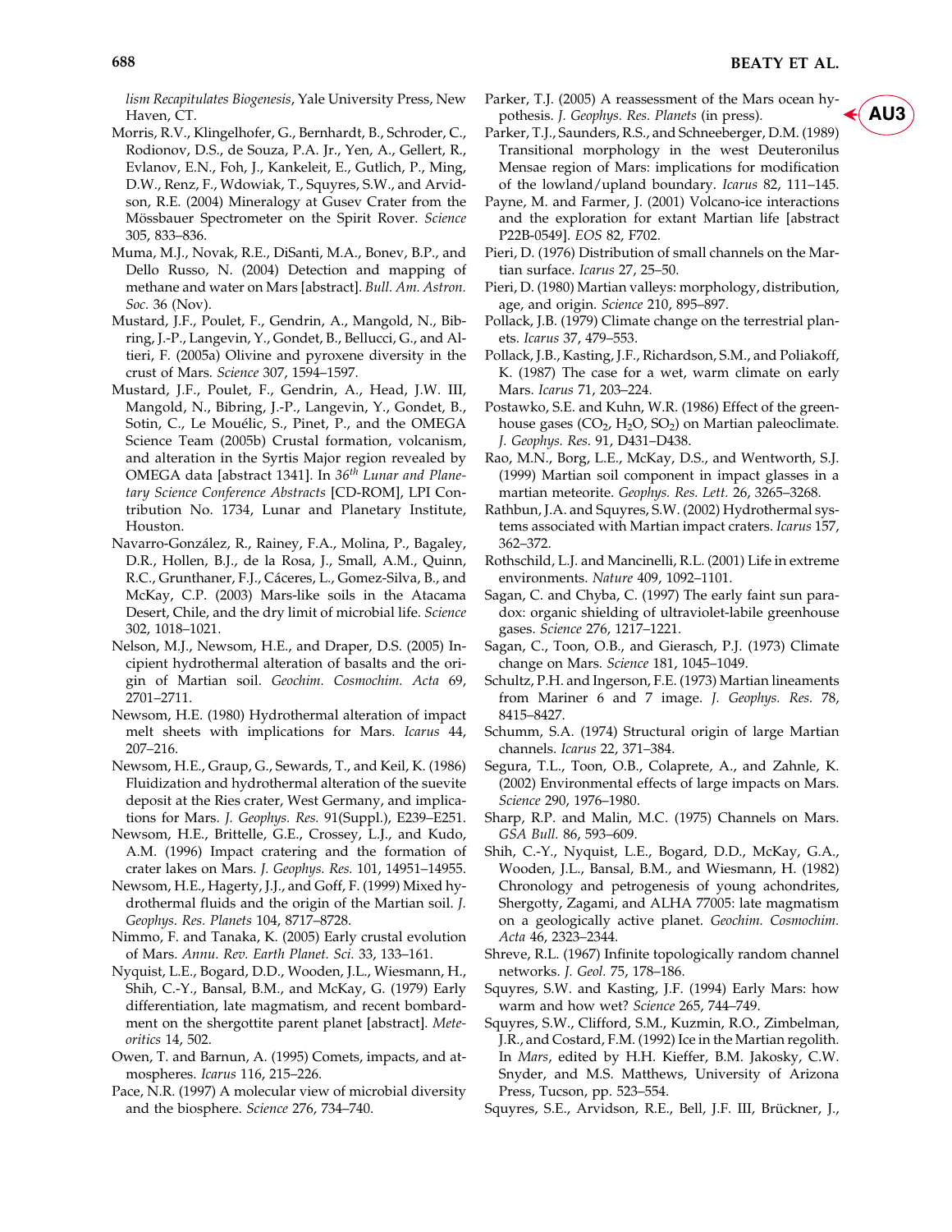*lism Recapitulates Biogenesis*, Yale University Press, New Haven, CT.

Morris, R.V., Klingelhofer, G., Bernhardt, B., Schroder, C., Rodionov, D.S., de Souza, P.A. Jr., Yen, A., Gellert, R., Evlanov, E.N., Foh, J., Kankeleit, E., Gutlich, P., Ming, D.W., Renz, F., Wdowiak, T., Squyres, S.W., and Arvidson, R.E. (2004) Mineralogy at Gusev Crater from the Mössbauer Spectrometer on the Spirit Rover. *Science* 305, 833–836.

Muma, M.J., Novak, R.E., DiSanti, M.A., Bonev, B.P., and Dello Russo, N. (2004) Detection and mapping of methane and water on Mars [abstract]. *Bull. Am. Astron. Soc.* 36 (Nov).

Mustard, J.F., Poulet, F., Gendrin, A., Mangold, N., Bibring, J.-P., Langevin, Y., Gondet, B., Bellucci, G., and Altieri, F. (2005a) Olivine and pyroxene diversity in the crust of Mars. *Science* 307, 1594–1597.

Mustard, J.F., Poulet, F., Gendrin, A., Head, J.W. III, Mangold, N., Bibring, J.-P., Langevin, Y., Gondet, B., Sotin, C., Le Mouélic, S., Pinet, P., and the OMEGA Science Team (2005b) Crustal formation, volcanism, and alteration in the Syrtis Major region revealed by OMEGA data [abstract 1341]. In *36th Lunar and Planetary Science Conference Abstracts* [CD-ROM], LPI Contribution No. 1734, Lunar and Planetary Institute, Houston.

Navarro-González, R., Rainey, F.A., Molina, P., Bagaley, D.R., Hollen, B.J., de la Rosa, J., Small, A.M., Quinn, R.C., Grunthaner, F.J., Cáceres, L., Gomez-Silva, B., and McKay, C.P. (2003) Mars-like soils in the Atacama Desert, Chile, and the dry limit of microbial life. *Science* 302, 1018–1021.

Nelson, M.J., Newsom, H.E., and Draper, D.S. (2005) Incipient hydrothermal alteration of basalts and the origin of Martian soil. *Geochim. Cosmochim. Acta* 69, 2701–2711.

Newsom, H.E. (1980) Hydrothermal alteration of impact melt sheets with implications for Mars. *Icarus* 44, 207–216.

Newsom, H.E., Graup, G., Sewards, T., and Keil, K. (1986) Fluidization and hydrothermal alteration of the suevite deposit at the Ries crater, West Germany, and implications for Mars. *J. Geophys. Res.* 91(Suppl.), E239–E251.

Newsom, H.E., Brittelle, G.E., Crossey, L.J., and Kudo, A.M. (1996) Impact cratering and the formation of crater lakes on Mars. *J. Geophys. Res.* 101, 14951–14955.

Newsom, H.E., Hagerty, J.J., and Goff, F. (1999) Mixed hydrothermal fluids and the origin of the Martian soil. *J. Geophys. Res. Planets* 104, 8717–8728.

Nimmo, F. and Tanaka, K. (2005) Early crustal evolution of Mars. *Annu. Rev. Earth Planet. Sci.* 33, 133–161.

Nyquist, L.E., Bogard, D.D., Wooden, J.L., Wiesmann, H., Shih, C.-Y., Bansal, B.M., and McKay, G. (1979) Early differentiation, late magmatism, and recent bombardment on the shergottite parent planet [abstract]. *Meteoritics* 14, 502.

Owen, T. and Barnun, A. (1995) Comets, impacts, and atmospheres. *Icarus* 116, 215–226.

Pace, N.R. (1997) A molecular view of microbial diversity and the biosphere. *Science* 276, 734–740.

Parker, T.J. (2005) A reassessment of the Mars ocean hypothesis. *J. Geophys. Res. Planets* (in press).

Parker, T.J., Saunders, R.S., and Schneeberger, D.M. (1989) Transitional morphology in the west Deuteronilus Mensae region of Mars: implications for modification of the lowland/upland boundary. *Icarus* 82, 111–145.

Payne, M. and Farmer, J. (2001) Volcano-ice interactions and the exploration for extant Martian life [abstract P22B-0549]. *EOS* 82, F702.

Pieri, D. (1976) Distribution of small channels on the Martian surface. *Icarus* 27, 25–50.

Pieri, D. (1980) Martian valleys: morphology, distribution, age, and origin. *Science* 210, 895–897.

Pollack, J.B. (1979) Climate change on the terrestrial planets. *Icarus* 37, 479–553.

Pollack, J.B., Kasting, J.F., Richardson, S.M., and Poliakoff, K. (1987) The case for a wet, warm climate on early Mars. *Icarus* 71, 203–224.

Postawko, S.E. and Kuhn, W.R. (1986) Effect of the greenhouse gases ($CO_2$, $H_2O$, $SO_2$) on Martian paleoclimate. *J. Geophys. Res.* 91, D431–D438.

Rao, M.N., Borg, L.E., McKay, D.S., and Wentworth, S.J. (1999) Martian soil component in impact glasses in a martian meteorite. *Geophys. Res. Lett.* 26, 3265–3268.

Rathbun, J.A. and Squyres, S.W. (2002) Hydrothermal systems associated with Martian impact craters. *Icarus* 157, 362–372.

Rothschild, L.J. and Mancinelli, R.L. (2001) Life in extreme environments. *Nature* 409, 1092–1101.

Sagan, C. and Chyba, C. (1997) The early faint sun paradox: organic shielding of ultraviolet-labile greenhouse gases. *Science* 276, 1217–1221.

Sagan, C., Toon, O.B., and Gierasch, P.J. (1973) Climate change on Mars. *Science* 181, 1045–1049.

Schultz, P.H. and Ingerson, F.E. (1973) Martian lineaments from Mariner 6 and 7 image. *J. Geophys. Res.* 78, 8415–8427.

Schumm, S.A. (1974) Structural origin of large Martian channels. *Icarus* 22, 371–384.

Segura, T.L., Toon, O.B., Colaprete, A., and Zahnle, K. (2002) Environmental effects of large impacts on Mars. *Science* 290, 1976–1980.

Sharp, R.P. and Malin, M.C. (1975) Channels on Mars. *GSA Bull.* 86, 593–609.

Shih, C.-Y., Nyquist, L.E., Bogard, D.D., McKay, G.A., Wooden, J.L., Bansal, B.M., and Wiesmann, H. (1982) Chronology and petrogenesis of young achondrites, Shergotty, Zagami, and ALHA 77005: late magmatism on a geologically active planet. *Geochim. Cosmochim. Acta* 46, 2323–2344.

Shreve, R.L. (1967) Infinite topologically random channel networks. *J. Geol.* 75, 178–186.

Squyres, S.W. and Kasting, J.F. (1994) Early Mars: how warm and how wet? *Science* 265, 744–749.

Squyres, S.W., Clifford, S.M., Kuzmin, R.O., Zimbelman, J.R., and Costard, F.M. (1992) Ice in the Martian regolith. In *Mars*, edited by H.H. Kieffer, B.M. Jakosky, C.W. Snyder, and M.S. Matthews, University of Arizona Press, Tucson, pp. 523–554.

Squyres, S.E., Arvidson, R.E., Bell, J.F. III, Brückner, J.,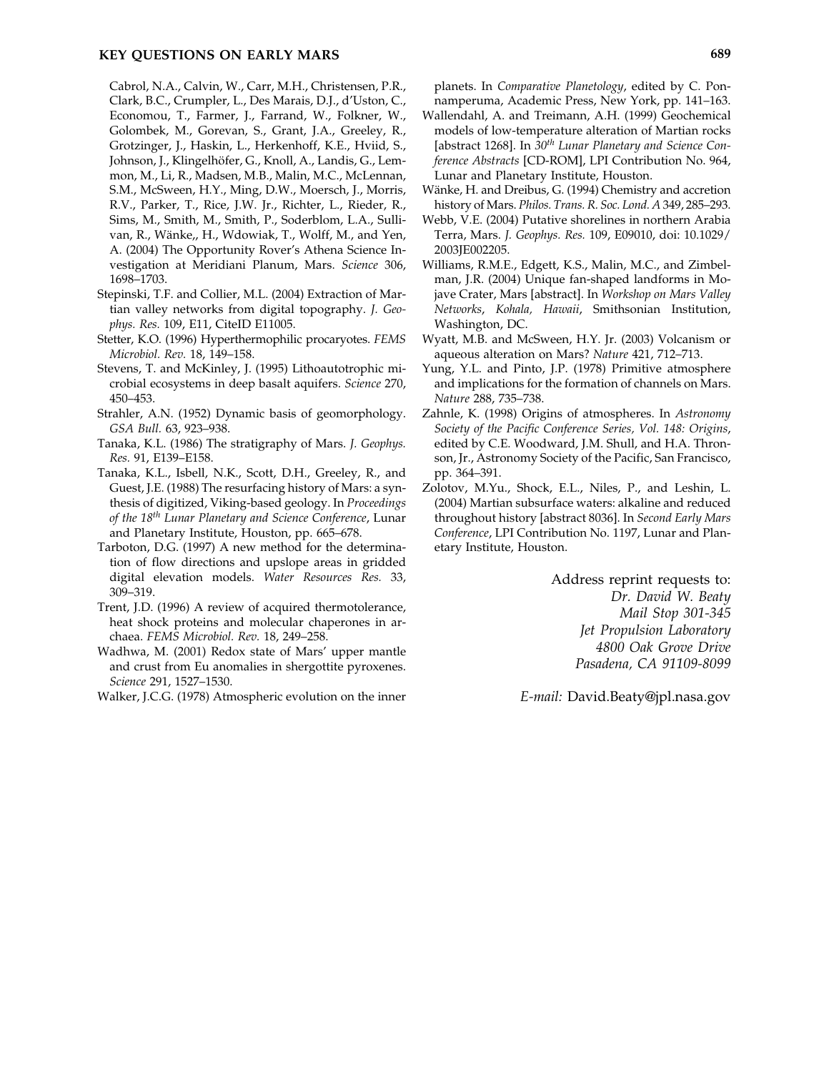Cabrol, N.A., Calvin, W., Carr, M.H., Christensen, P.R., Clark, B.C., Crumpler, L., Des Marais, D.J., d'Uston, C., Economou, T., Farmer, J., Farrand, W., Folkner, W., Golombek, M., Gorevan, S., Grant, J.A., Greeley, R., Grotzinger, J., Haskin, L., Herkenhoff, K.E., Hviid, S., Johnson, J., Klingelhöfer, G., Knoll, A., Landis, G., Lemmon, M., Li, R., Madsen, M.B., Malin, M.C., McLennan, S.M., McSween, H.Y., Ming, D.W., Moersch, J., Morris, R.V., Parker, T., Rice, J.W. Jr., Richter, L., Rieder, R., Sims, M., Smith, M., Smith, P., Soderblom, L.A., Sullivan, R., Wänke,, H., Wdowiak, T., Wolff, M., and Yen, A. (2004) The Opportunity Rover's Athena Science Investigation at Meridiani Planum, Mars. *Science* 306, 1698–1703.

Stepinski, T.F. and Collier, M.L. (2004) Extraction of Martian valley networks from digital topography. *J. Geophys. Res.* 109, E11, CiteID E11005.

Stetter, K.O. (1996) Hyperthermophilic procaryotes. *FEMS Microbiol. Rev.* 18, 149–158.

Stevens, T. and McKinley, J. (1995) Lithoautotrophic microbial ecosystems in deep basalt aquifers. *Science* 270, 450–453.

Strahler, A.N. (1952) Dynamic basis of geomorphology. *GSA Bull.* 63, 923–938.

Tanaka, K.L. (1986) The stratigraphy of Mars. *J. Geophys. Res.* 91, E139–E158.

Tanaka, K.L., Isbell, N.K., Scott, D.H., Greeley, R., and Guest, J.E. (1988) The resurfacing history of Mars: a synthesis of digitized, Viking-based geology. In *Proceedings of the 18th Lunar Planetary and Science Conference*, Lunar and Planetary Institute, Houston, pp. 665–678.

Tarboton, D.G. (1997) A new method for the determination of flow directions and upslope areas in gridded digital elevation models. *Water Resources Res.* 33, 309–319.

Trent, J.D. (1996) A review of acquired thermotolerance, heat shock proteins and molecular chaperones in archaea. *FEMS Microbiol. Rev.* 18, 249–258.

Wadhwa, M. (2001) Redox state of Mars' upper mantle and crust from Eu anomalies in shergottite pyroxenes. *Science* 291, 1527–1530.

Walker, J.C.G. (1978) Atmospheric evolution on the inner planets. In *Comparative Planetology*, edited by C. Ponnamperuma, Academic Press, New York, pp. 141–163.

Wallendahl, A. and Treimann, A.H. (1999) Geochemical models of low-temperature alteration of Martian rocks [abstract 1268]. In *30th Lunar Planetary and Science Conference Abstracts* [CD-ROM], LPI Contribution No. 964, Lunar and Planetary Institute, Houston.

Wänke, H. and Dreibus, G. (1994) Chemistry and accretion history of Mars. *Philos. Trans. R. Soc. Lond. A* 349, 285–293.

Webb, V.E. (2004) Putative shorelines in northern Arabia Terra, Mars. *J. Geophys. Res.* 109, E09010, doi: 10.1029/2003JE002205.

Williams, R.M.E., Edgett, K.S., Malin, M.C., and Zimbelman, J.R. (2004) Unique fan-shaped landforms in Mojave Crater, Mars [abstract]. In *Workshop on Mars Valley Networks, Kohala, Hawaii*, Smithsonian Institution, Washington, DC.

Wyatt, M.B. and McSween, H.Y. Jr. (2003) Volcanism or aqueous alteration on Mars? *Nature* 421, 712–713.

Yung, Y.L. and Pinto, J.P. (1978) Primitive atmosphere and implications for the formation of channels on Mars. *Nature* 288, 735–738.

Zahnle, K. (1998) Origins of atmospheres. In *Astronomy Society of the Pacific Conference Series, Vol. 148: Origins*, edited by C.E. Woodward, J.M. Shull, and H.A. Thronson, Jr., Astronomy Society of the Pacific, San Francisco, pp. 364–391.

Zolotov, M.Yu., Shock, E.L., Niles, P., and Leshin, L. (2004) Martian subsurface waters: alkaline and reduced throughout history [abstract 8036]. In *Second Early Mars Conference*, LPI Contribution No. 1197, Lunar and Planetary Institute, Houston.

Address reprint requests to:
*Dr. David W. Beaty*
*Mail Stop 301-345*
*Jet Propulsion Laboratory*
*4800 Oak Grove Drive*
*Pasadena, CA 91109-8099*

*E-mail:* David.Beaty@jpl.nasa.gov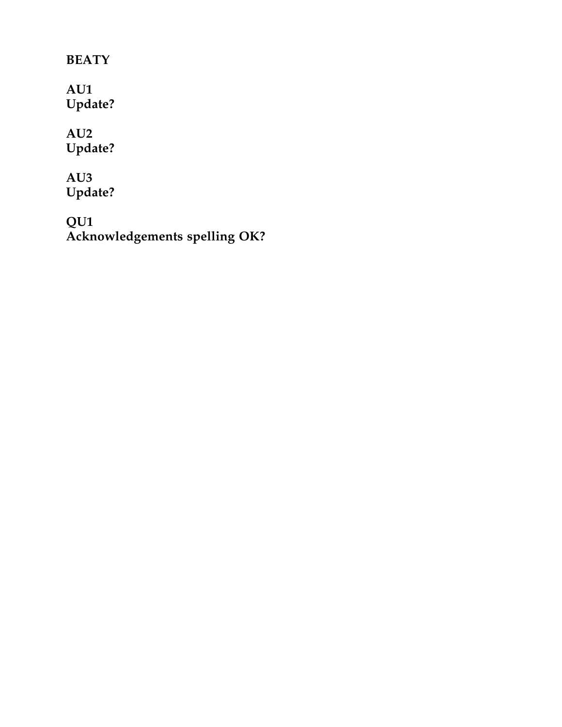**BEATY**

**AU1**
**Update?**

**AU2**
**Update?**

**AU3**
**Update?**

**QU1**
**Acknowledgements spelling OK?**